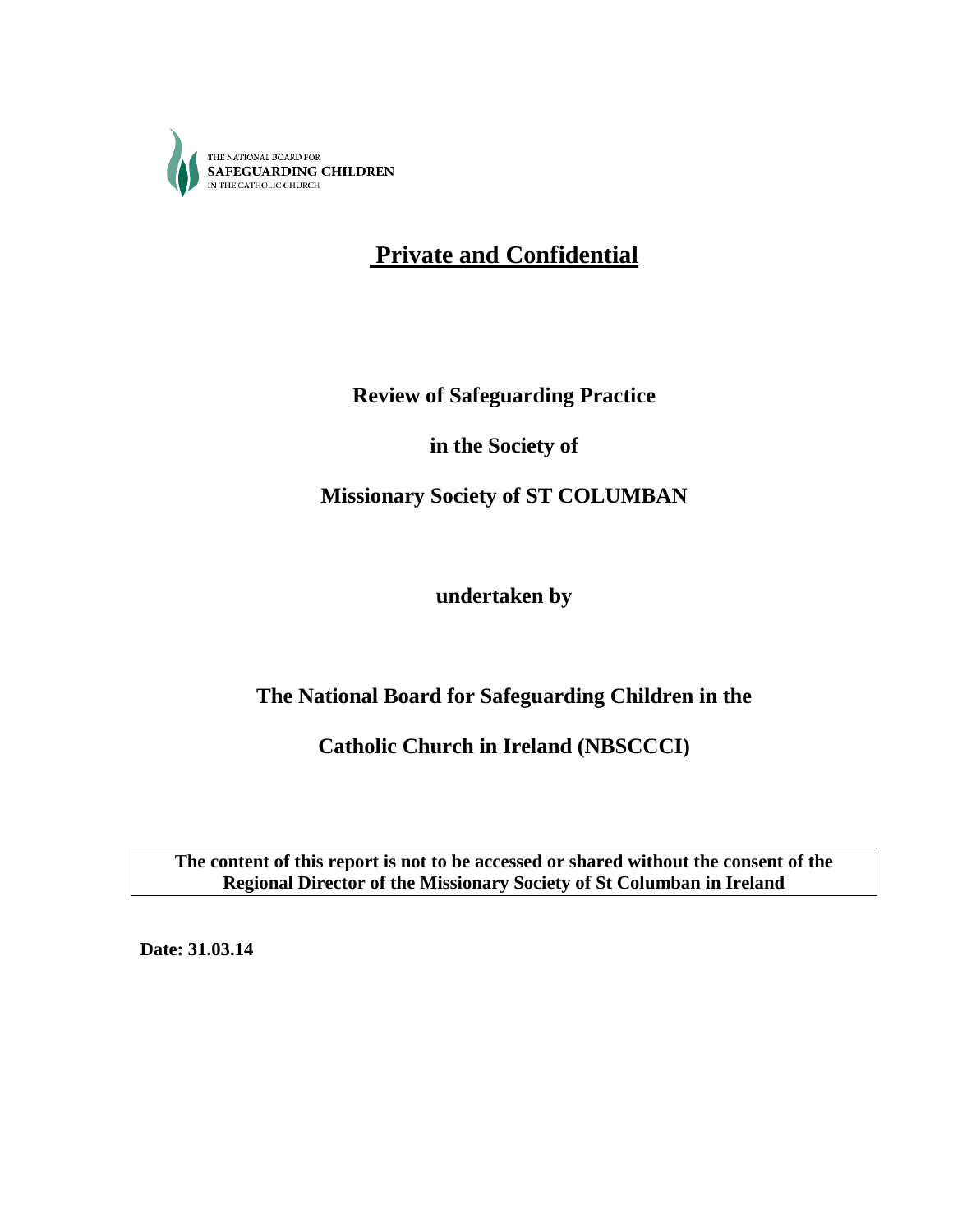THE NATIONAL BOARD FOR
SAFEGUARDING CHILDREN
IN THE CATHOLIC CHURCH

# Private and Confidential

**Review of Safeguarding Practice**

**in the Society of**

**Missionary Society of ST COLUMBAN**

**undertaken by**

**The National Board for Safeguarding Children in the**

**Catholic Church in Ireland (NBSCCCI)**

| **The content of this report is not to be accessed or shared without the consent of the Regional Director of the Missionary Society of St Columban in Ireland** |
| --- |

**Date: 31.03.14**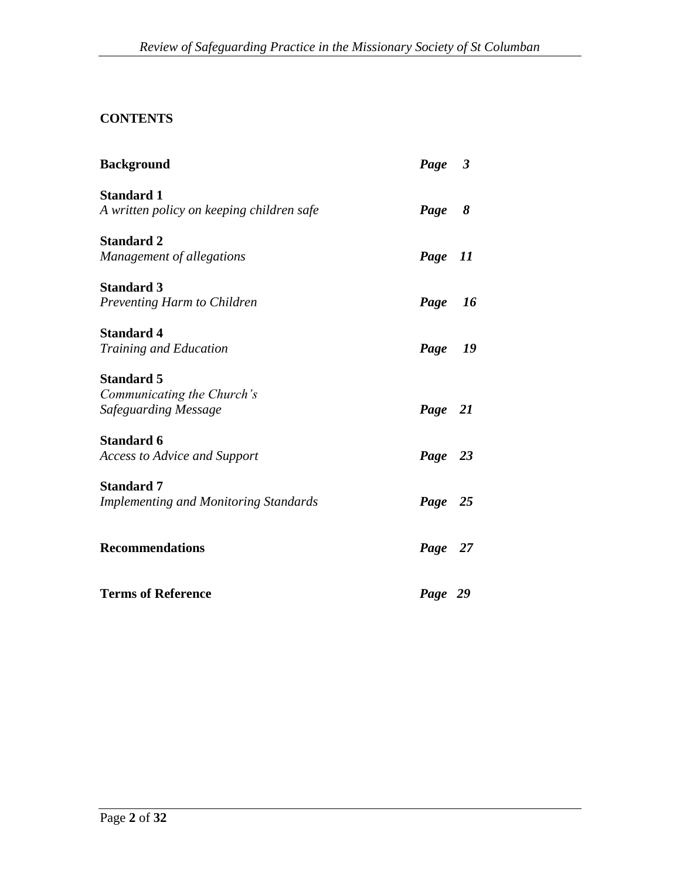**CONTENTS**

| | |
|---|---|
| **Background** | ***Page 3*** |
| **Standard 1**<br>*A written policy on keeping children safe* | ***Page 8*** |
| **Standard 2**<br>*Management of allegations* | ***Page 11*** |
| **Standard 3**<br>*Preventing Harm to Children* | ***Page 16*** |
| **Standard 4**<br>*Training and Education* | ***Page 19*** |
| **Standard 5**<br>*Communicating the Church's Safeguarding Message* | ***Page 21*** |
| **Standard 6**<br>*Access to Advice and Support* | ***Page 23*** |
| **Standard 7**<br>*Implementing and Monitoring Standards* | ***Page 25*** |
| **Recommendations** | ***Page 27*** |
| **Terms of Reference** | ***Page 29*** |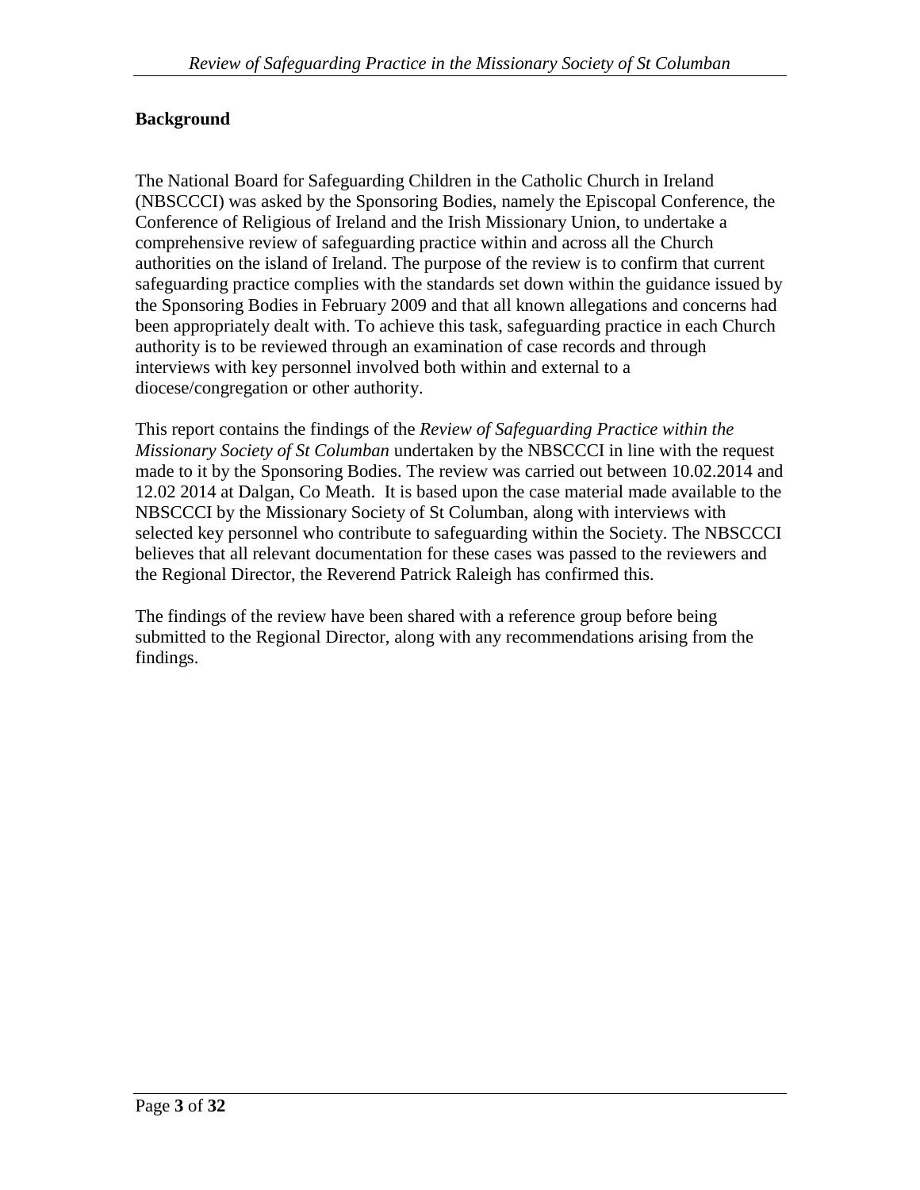## Background

The National Board for Safeguarding Children in the Catholic Church in Ireland (NBSCCCI) was asked by the Sponsoring Bodies, namely the Episcopal Conference, the Conference of Religious of Ireland and the Irish Missionary Union, to undertake a comprehensive review of safeguarding practice within and across all the Church authorities on the island of Ireland. The purpose of the review is to confirm that current safeguarding practice complies with the standards set down within the guidance issued by the Sponsoring Bodies in February 2009 and that all known allegations and concerns had been appropriately dealt with. To achieve this task, safeguarding practice in each Church authority is to be reviewed through an examination of case records and through interviews with key personnel involved both within and external to a diocese/congregation or other authority.

This report contains the findings of the *Review of Safeguarding Practice within the Missionary Society of St Columban* undertaken by the NBSCCCI in line with the request made to it by the Sponsoring Bodies. The review was carried out between 10.02.2014 and 12.02 2014 at Dalgan, Co Meath. It is based upon the case material made available to the NBSCCCI by the Missionary Society of St Columban, along with interviews with selected key personnel who contribute to safeguarding within the Society. The NBSCCCI believes that all relevant documentation for these cases was passed to the reviewers and the Regional Director, the Reverend Patrick Raleigh has confirmed this.

The findings of the review have been shared with a reference group before being submitted to the Regional Director, along with any recommendations arising from the findings.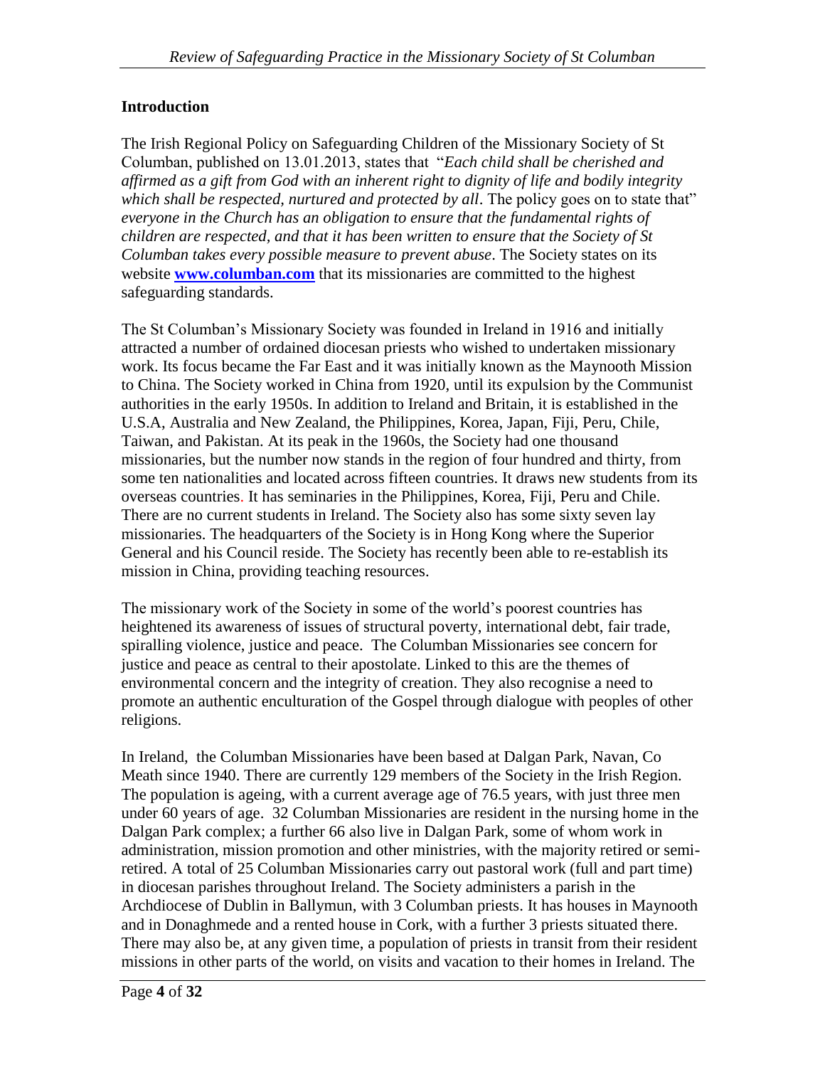**Introduction**

The Irish Regional Policy on Safeguarding Children of the Missionary Society of St Columban, published on 13.01.2013, states that "*Each child shall be cherished and affirmed as a gift from God with an inherent right to dignity of life and bodily integrity which shall be respected, nurtured and protected by all*. The policy goes on to state that" *everyone in the Church has an obligation to ensure that the fundamental rights of children are respected, and that it has been written to ensure that the Society of St Columban takes every possible measure to prevent abuse*. The Society states on its website **[www.columban.com](http://www.columban.com)** that its missionaries are committed to the highest safeguarding standards.

The St Columban's Missionary Society was founded in Ireland in 1916 and initially attracted a number of ordained diocesan priests who wished to undertaken missionary work. Its focus became the Far East and it was initially known as the Maynooth Mission to China. The Society worked in China from 1920, until its expulsion by the Communist authorities in the early 1950s. In addition to Ireland and Britain, it is established in the U.S.A, Australia and New Zealand, the Philippines, Korea, Japan, Fiji, Peru, Chile, Taiwan, and Pakistan. At its peak in the 1960s, the Society had one thousand missionaries, but the number now stands in the region of four hundred and thirty, from some ten nationalities and located across fifteen countries. It draws new students from its overseas countries. It has seminaries in the Philippines, Korea, Fiji, Peru and Chile. There are no current students in Ireland. The Society also has some sixty seven lay missionaries. The headquarters of the Society is in Hong Kong where the Superior General and his Council reside. The Society has recently been able to re-establish its mission in China, providing teaching resources.

The missionary work of the Society in some of the world's poorest countries has heightened its awareness of issues of structural poverty, international debt, fair trade, spiralling violence, justice and peace. The Columban Missionaries see concern for justice and peace as central to their apostolate. Linked to this are the themes of environmental concern and the integrity of creation. They also recognise a need to promote an authentic enculturation of the Gospel through dialogue with peoples of other religions.

In Ireland, the Columban Missionaries have been based at Dalgan Park, Navan, Co Meath since 1940. There are currently 129 members of the Society in the Irish Region. The population is ageing, with a current average age of 76.5 years, with just three men under 60 years of age. 32 Columban Missionaries are resident in the nursing home in the Dalgan Park complex; a further 66 also live in Dalgan Park, some of whom work in administration, mission promotion and other ministries, with the majority retired or semi-retired. A total of 25 Columban Missionaries carry out pastoral work (full and part time) in diocesan parishes throughout Ireland. The Society administers a parish in the Archdiocese of Dublin in Ballymun, with 3 Columban priests. It has houses in Maynooth and in Donaghmede and a rented house in Cork, with a further 3 priests situated there. There may also be, at any given time, a population of priests in transit from their resident missions in other parts of the world, on visits and vacation to their homes in Ireland. The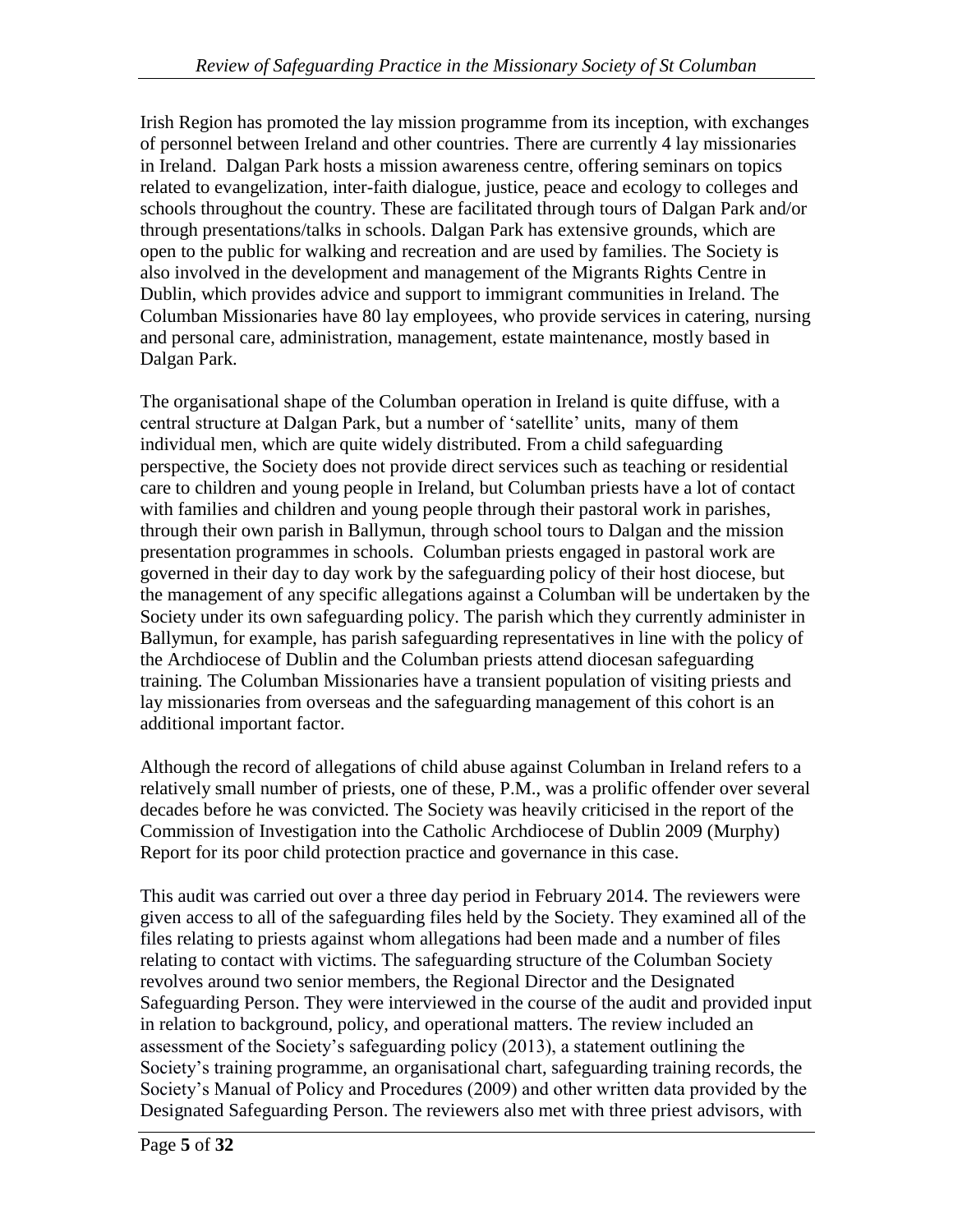Irish Region has promoted the lay mission programme from its inception, with exchanges of personnel between Ireland and other countries. There are currently 4 lay missionaries in Ireland. Dalgan Park hosts a mission awareness centre, offering seminars on topics related to evangelization, inter-faith dialogue, justice, peace and ecology to colleges and schools throughout the country. These are facilitated through tours of Dalgan Park and/or through presentations/talks in schools. Dalgan Park has extensive grounds, which are open to the public for walking and recreation and are used by families. The Society is also involved in the development and management of the Migrants Rights Centre in Dublin, which provides advice and support to immigrant communities in Ireland. The Columban Missionaries have 80 lay employees, who provide services in catering, nursing and personal care, administration, management, estate maintenance, mostly based in Dalgan Park.

The organisational shape of the Columban operation in Ireland is quite diffuse, with a central structure at Dalgan Park, but a number of 'satellite' units, many of them individual men, which are quite widely distributed. From a child safeguarding perspective, the Society does not provide direct services such as teaching or residential care to children and young people in Ireland, but Columban priests have a lot of contact with families and children and young people through their pastoral work in parishes, through their own parish in Ballymun, through school tours to Dalgan and the mission presentation programmes in schools. Columban priests engaged in pastoral work are governed in their day to day work by the safeguarding policy of their host diocese, but the management of any specific allegations against a Columban will be undertaken by the Society under its own safeguarding policy. The parish which they currently administer in Ballymun, for example, has parish safeguarding representatives in line with the policy of the Archdiocese of Dublin and the Columban priests attend diocesan safeguarding training. The Columban Missionaries have a transient population of visiting priests and lay missionaries from overseas and the safeguarding management of this cohort is an additional important factor.

Although the record of allegations of child abuse against Columban in Ireland refers to a relatively small number of priests, one of these, P.M., was a prolific offender over several decades before he was convicted. The Society was heavily criticised in the report of the Commission of Investigation into the Catholic Archdiocese of Dublin 2009 (Murphy) Report for its poor child protection practice and governance in this case.

This audit was carried out over a three day period in February 2014. The reviewers were given access to all of the safeguarding files held by the Society. They examined all of the files relating to priests against whom allegations had been made and a number of files relating to contact with victims. The safeguarding structure of the Columban Society revolves around two senior members, the Regional Director and the Designated Safeguarding Person. They were interviewed in the course of the audit and provided input in relation to background, policy, and operational matters. The review included an assessment of the Society's safeguarding policy (2013), a statement outlining the Society's training programme, an organisational chart, safeguarding training records, the Society's Manual of Policy and Procedures (2009) and other written data provided by the Designated Safeguarding Person. The reviewers also met with three priest advisors, with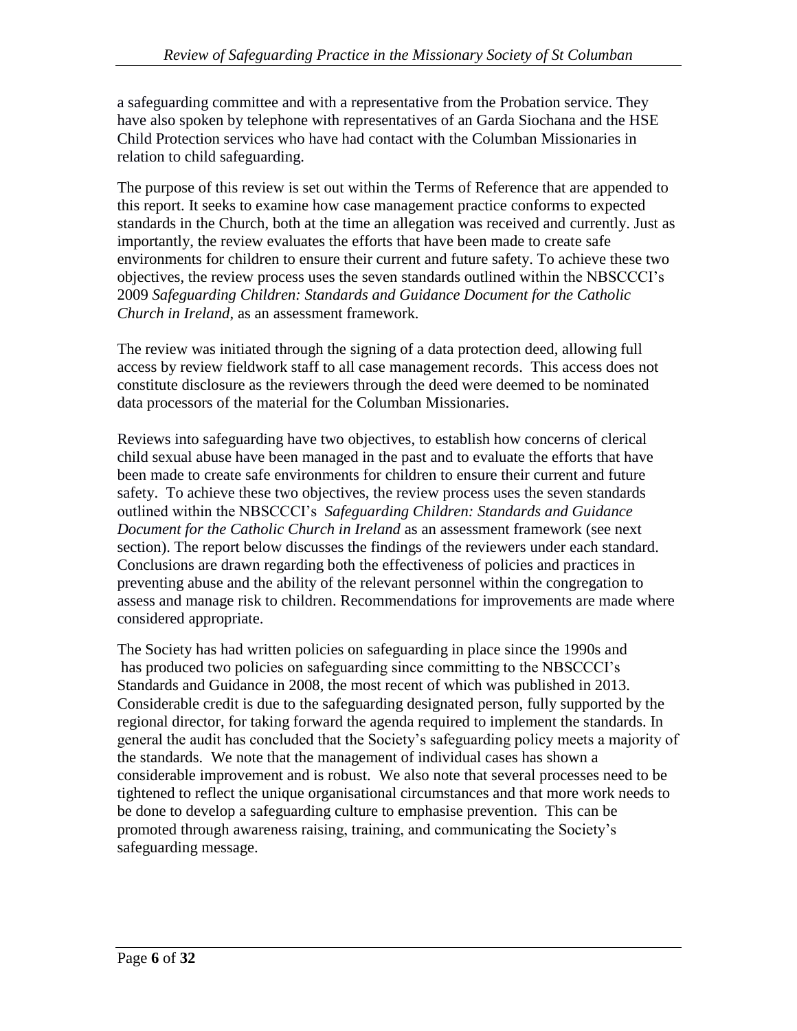a safeguarding committee and with a representative from the Probation service. They have also spoken by telephone with representatives of an Garda Siochana and the HSE Child Protection services who have had contact with the Columban Missionaries in relation to child safeguarding.

The purpose of this review is set out within the Terms of Reference that are appended to this report. It seeks to examine how case management practice conforms to expected standards in the Church, both at the time an allegation was received and currently. Just as importantly, the review evaluates the efforts that have been made to create safe environments for children to ensure their current and future safety. To achieve these two objectives, the review process uses the seven standards outlined within the NBSCCCI's 2009 *Safeguarding Children: Standards and Guidance Document for the Catholic Church in Ireland*, as an assessment framework.

The review was initiated through the signing of a data protection deed, allowing full access by review fieldwork staff to all case management records. This access does not constitute disclosure as the reviewers through the deed were deemed to be nominated data processors of the material for the Columban Missionaries.

Reviews into safeguarding have two objectives, to establish how concerns of clerical child sexual abuse have been managed in the past and to evaluate the efforts that have been made to create safe environments for children to ensure their current and future safety. To achieve these two objectives, the review process uses the seven standards outlined within the NBSCCCI's *Safeguarding Children: Standards and Guidance Document for the Catholic Church in Ireland* as an assessment framework (see next section). The report below discusses the findings of the reviewers under each standard. Conclusions are drawn regarding both the effectiveness of policies and practices in preventing abuse and the ability of the relevant personnel within the congregation to assess and manage risk to children. Recommendations for improvements are made where considered appropriate.

The Society has had written policies on safeguarding in place since the 1990s and has produced two policies on safeguarding since committing to the NBSCCCI's Standards and Guidance in 2008, the most recent of which was published in 2013. Considerable credit is due to the safeguarding designated person, fully supported by the regional director, for taking forward the agenda required to implement the standards. In general the audit has concluded that the Society's safeguarding policy meets a majority of the standards. We note that the management of individual cases has shown a considerable improvement and is robust. We also note that several processes need to be tightened to reflect the unique organisational circumstances and that more work needs to be done to develop a safeguarding culture to emphasise prevention. This can be promoted through awareness raising, training, and communicating the Society's safeguarding message.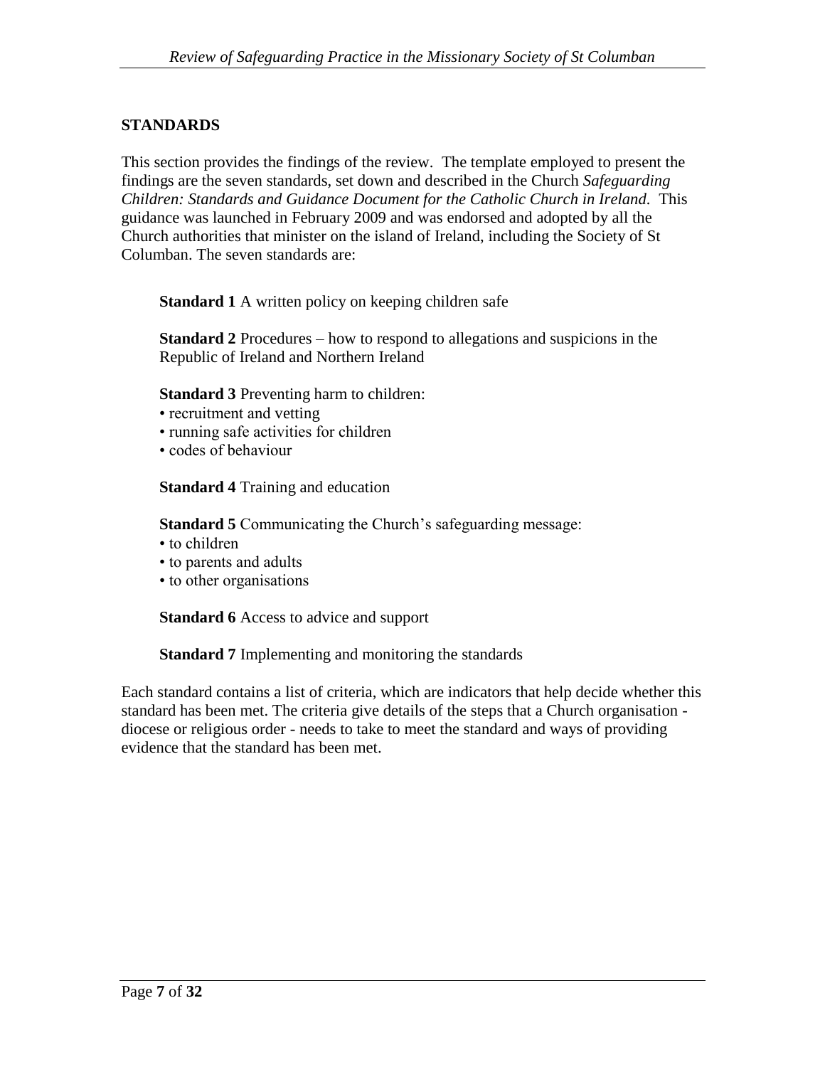## STANDARDS

This section provides the findings of the review. The template employed to present the findings are the seven standards, set down and described in the Church *Safeguarding Children: Standards and Guidance Document for the Catholic Church in Ireland.* This guidance was launched in February 2009 and was endorsed and adopted by all the Church authorities that minister on the island of Ireland, including the Society of St Columban. The seven standards are:

**Standard 1** A written policy on keeping children safe

**Standard 2** Procedures – how to respond to allegations and suspicions in the Republic of Ireland and Northern Ireland

**Standard 3** Preventing harm to children:
- recruitment and vetting
- running safe activities for children
- codes of behaviour

**Standard 4** Training and education

**Standard 5** Communicating the Church's safeguarding message:
- to children
- to parents and adults
- to other organisations

**Standard 6** Access to advice and support

**Standard 7** Implementing and monitoring the standards

Each standard contains a list of criteria, which are indicators that help decide whether this standard has been met. The criteria give details of the steps that a Church organisation - diocese or religious order - needs to take to meet the standard and ways of providing evidence that the standard has been met.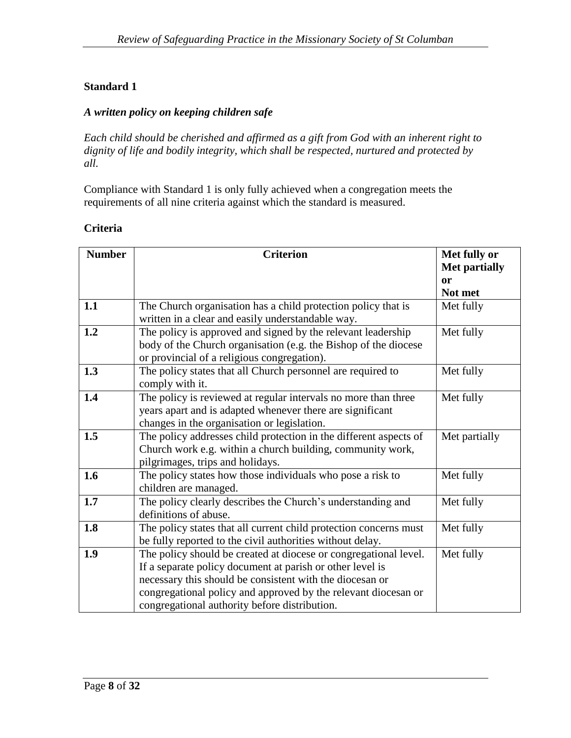## Standard 1

### *A written policy on keeping children safe*

*Each child should be cherished and affirmed as a gift from God with an inherent right to dignity of life and bodily integrity, which shall be respected, nurtured and protected by all.*

Compliance with Standard 1 is only fully achieved when a congregation meets the requirements of all nine criteria against which the standard is measured.

### Criteria

| Number | Criterion | Met fully or Met partially or Not met |
|---|---|---|
| **1.1** | The Church organisation has a child protection policy that is written in a clear and easily understandable way. | Met fully |
| **1.2** | The policy is approved and signed by the relevant leadership body of the Church organisation (e.g. the Bishop of the diocese or provincial of a religious congregation). | Met fully |
| **1.3** | The policy states that all Church personnel are required to comply with it. | Met fully |
| **1.4** | The policy is reviewed at regular intervals no more than three years apart and is adapted whenever there are significant changes in the organisation or legislation. | Met fully |
| **1.5** | The policy addresses child protection in the different aspects of Church work e.g. within a church building, community work, pilgrimages, trips and holidays. | Met partially |
| **1.6** | The policy states how those individuals who pose a risk to children are managed. | Met fully |
| **1.7** | The policy clearly describes the Church's understanding and definitions of abuse. | Met fully |
| **1.8** | The policy states that all current child protection concerns must be fully reported to the civil authorities without delay. | Met fully |
| **1.9** | The policy should be created at diocese or congregational level. If a separate policy document at parish or other level is necessary this should be consistent with the diocesan or congregational policy and approved by the relevant diocesan or congregational authority before distribution. | Met fully |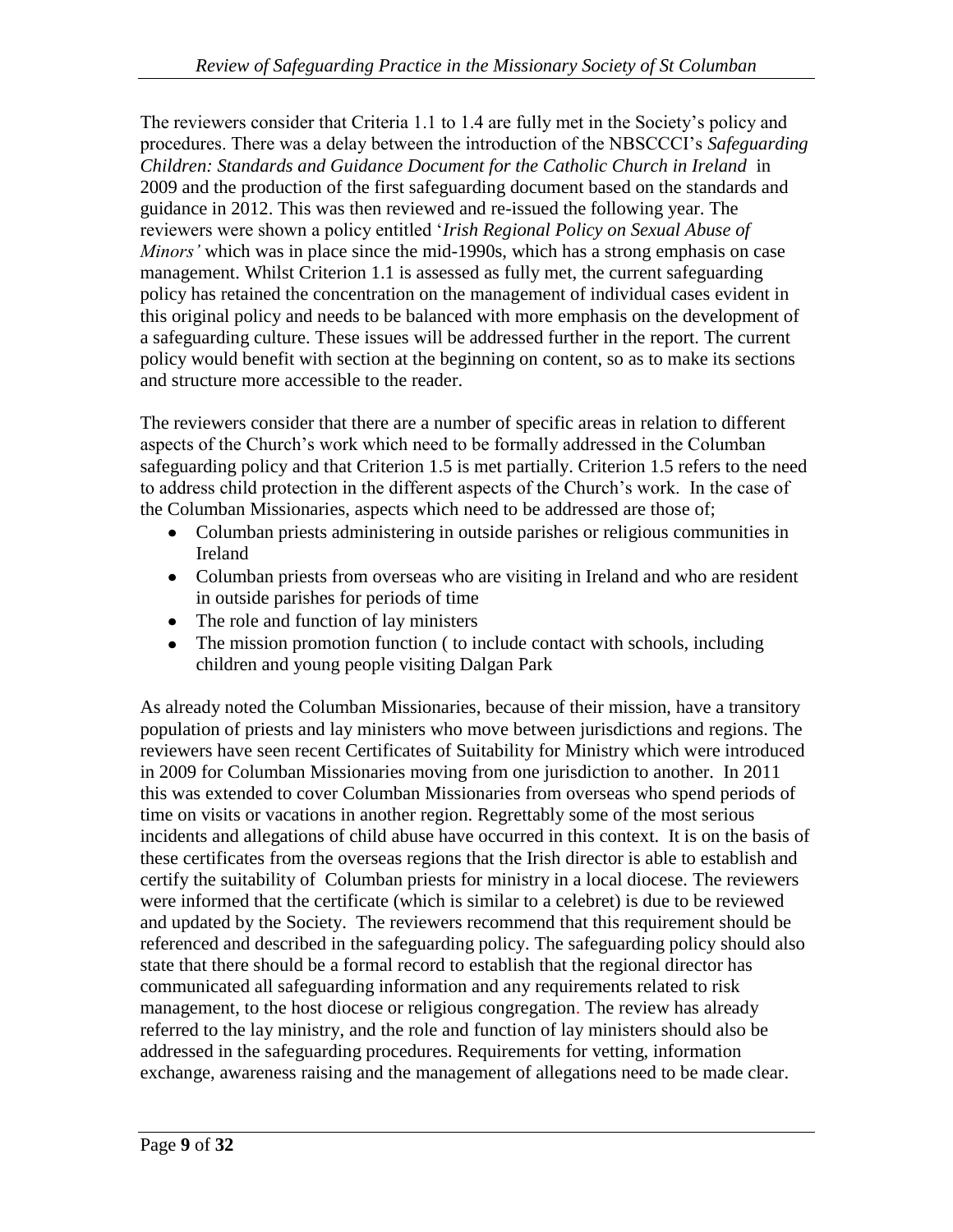The reviewers consider that Criteria 1.1 to 1.4 are fully met in the Society's policy and procedures. There was a delay between the introduction of the NBSCCCI's *Safeguarding Children: Standards and Guidance Document for the Catholic Church in Ireland* in 2009 and the production of the first safeguarding document based on the standards and guidance in 2012. This was then reviewed and re-issued the following year. The reviewers were shown a policy entitled '*Irish Regional Policy on Sexual Abuse of Minors'* which was in place since the mid-1990s, which has a strong emphasis on case management. Whilst Criterion 1.1 is assessed as fully met, the current safeguarding policy has retained the concentration on the management of individual cases evident in this original policy and needs to be balanced with more emphasis on the development of a safeguarding culture. These issues will be addressed further in the report. The current policy would benefit with section at the beginning on content, so as to make its sections and structure more accessible to the reader.

The reviewers consider that there are a number of specific areas in relation to different aspects of the Church's work which need to be formally addressed in the Columban safeguarding policy and that Criterion 1.5 is met partially. Criterion 1.5 refers to the need to address child protection in the different aspects of the Church's work. In the case of the Columban Missionaries, aspects which need to be addressed are those of;

- Columban priests administering in outside parishes or religious communities in Ireland
- Columban priests from overseas who are visiting in Ireland and who are resident in outside parishes for periods of time
- The role and function of lay ministers
- The mission promotion function ( to include contact with schools, including children and young people visiting Dalgan Park

As already noted the Columban Missionaries, because of their mission, have a transitory population of priests and lay ministers who move between jurisdictions and regions. The reviewers have seen recent Certificates of Suitability for Ministry which were introduced in 2009 for Columban Missionaries moving from one jurisdiction to another. In 2011 this was extended to cover Columban Missionaries from overseas who spend periods of time on visits or vacations in another region. Regrettably some of the most serious incidents and allegations of child abuse have occurred in this context. It is on the basis of these certificates from the overseas regions that the Irish director is able to establish and certify the suitability of Columban priests for ministry in a local diocese. The reviewers were informed that the certificate (which is similar to a celebret) is due to be reviewed and updated by the Society. The reviewers recommend that this requirement should be referenced and described in the safeguarding policy. The safeguarding policy should also state that there should be a formal record to establish that the regional director has communicated all safeguarding information and any requirements related to risk management, to the host diocese or religious congregation. The review has already referred to the lay ministry, and the role and function of lay ministers should also be addressed in the safeguarding procedures. Requirements for vetting, information exchange, awareness raising and the management of allegations need to be made clear.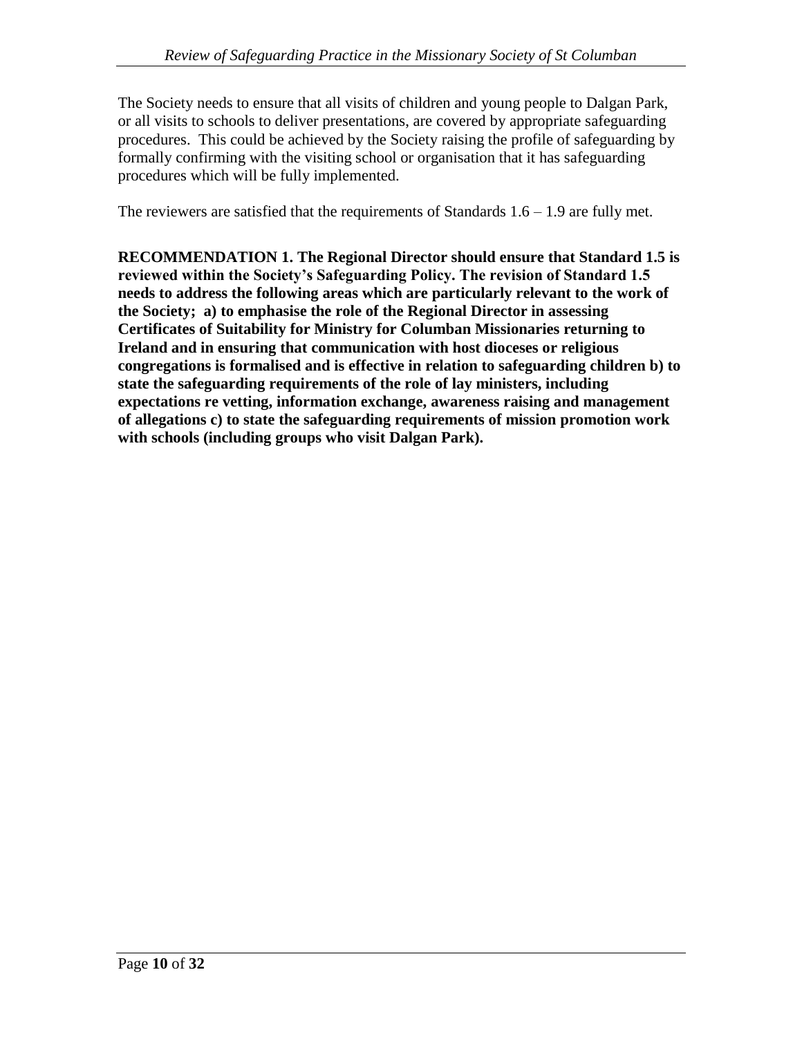The Society needs to ensure that all visits of children and young people to Dalgan Park, or all visits to schools to deliver presentations, are covered by appropriate safeguarding procedures. This could be achieved by the Society raising the profile of safeguarding by formally confirming with the visiting school or organisation that it has safeguarding procedures which will be fully implemented.

The reviewers are satisfied that the requirements of Standards 1.6 – 1.9 are fully met.

**RECOMMENDATION 1. The Regional Director should ensure that Standard 1.5 is reviewed within the Society's Safeguarding Policy. The revision of Standard 1.5 needs to address the following areas which are particularly relevant to the work of the Society; a) to emphasise the role of the Regional Director in assessing Certificates of Suitability for Ministry for Columban Missionaries returning to Ireland and in ensuring that communication with host dioceses or religious congregations is formalised and is effective in relation to safeguarding children b) to state the safeguarding requirements of the role of lay ministers, including expectations re vetting, information exchange, awareness raising and management of allegations c) to state the safeguarding requirements of mission promotion work with schools (including groups who visit Dalgan Park).**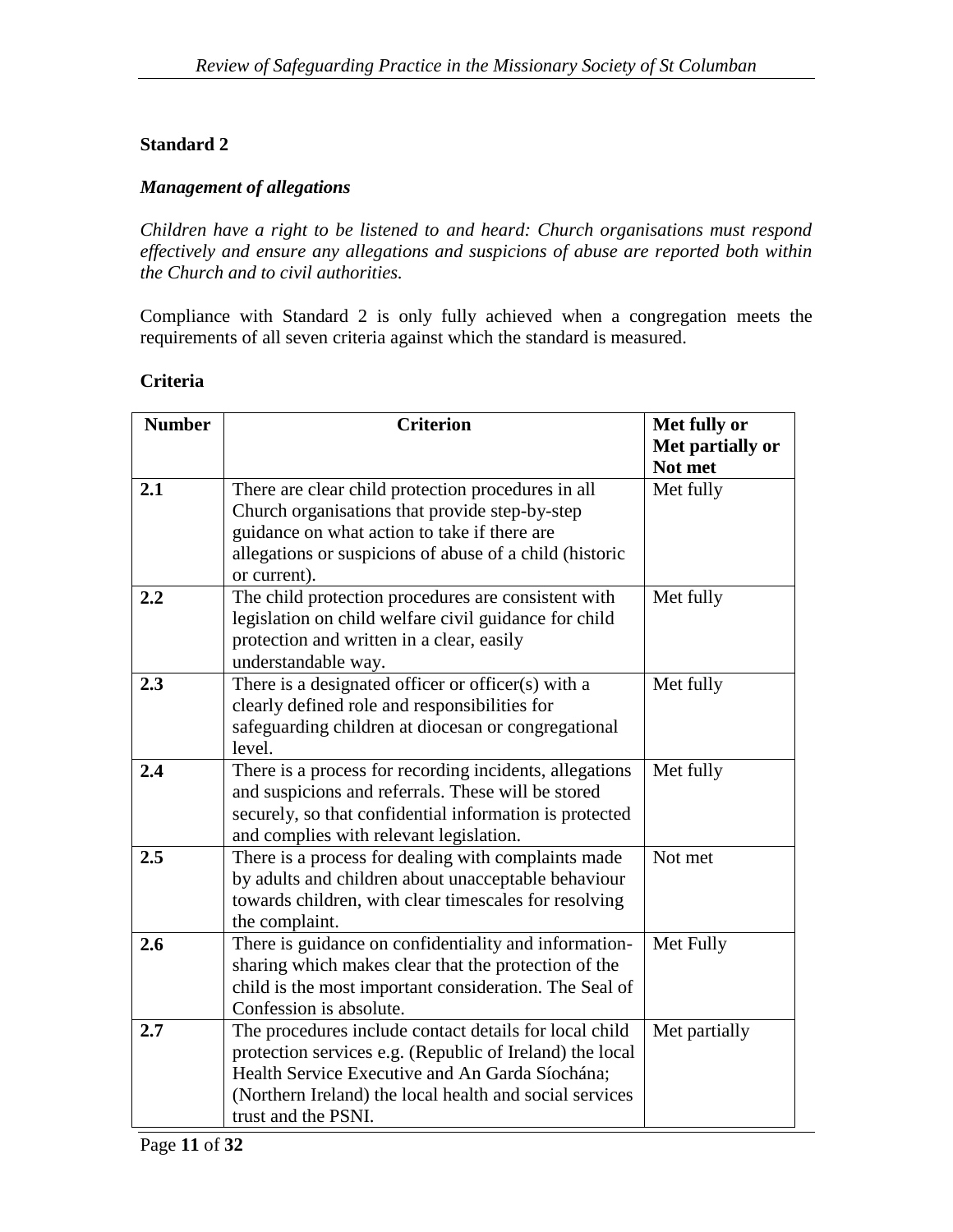## Standard 2

### *Management of allegations*

*Children have a right to be listened to and heard: Church organisations must respond effectively and ensure any allegations and suspicions of abuse are reported both within the Church and to civil authorities.*

Compliance with Standard 2 is only fully achieved when a congregation meets the requirements of all seven criteria against which the standard is measured.

**Criteria**

| Number | Criterion | Met fully or Met partially or Not met |
|---|---|---|
| **2.1** | There are clear child protection procedures in all Church organisations that provide step-by-step guidance on what action to take if there are allegations or suspicions of abuse of a child (historic or current). | Met fully |
| **2.2** | The child protection procedures are consistent with legislation on child welfare civil guidance for child protection and written in a clear, easily understandable way. | Met fully |
| **2.3** | There is a designated officer or officer(s) with a clearly defined role and responsibilities for safeguarding children at diocesan or congregational level. | Met fully |
| **2.4** | There is a process for recording incidents, allegations and suspicions and referrals. These will be stored securely, so that confidential information is protected and complies with relevant legislation. | Met fully |
| **2.5** | There is a process for dealing with complaints made by adults and children about unacceptable behaviour towards children, with clear timescales for resolving the complaint. | Not met |
| **2.6** | There is guidance on confidentiality and information-sharing which makes clear that the protection of the child is the most important consideration. The Seal of Confession is absolute. | Met Fully |
| **2.7** | The procedures include contact details for local child protection services e.g. (Republic of Ireland) the local Health Service Executive and An Garda Síochána; (Northern Ireland) the local health and social services trust and the PSNI. | Met partially |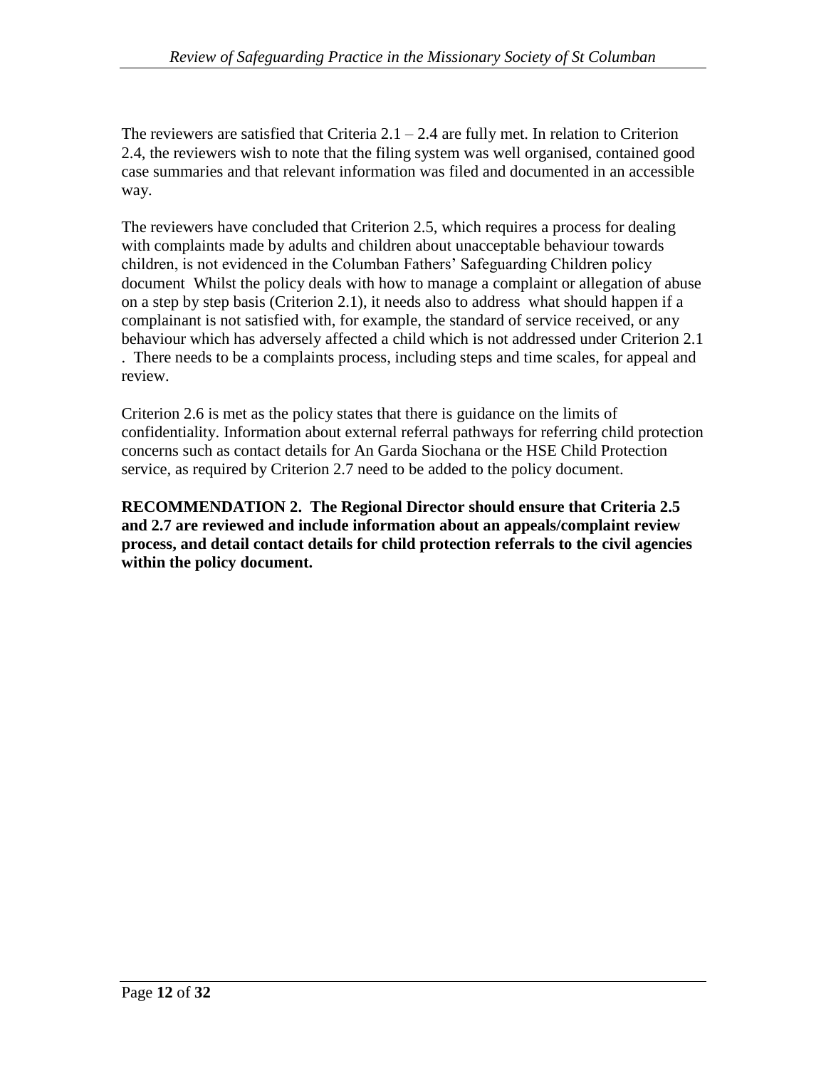The reviewers are satisfied that Criteria 2.1 – 2.4 are fully met. In relation to Criterion 2.4, the reviewers wish to note that the filing system was well organised, contained good case summaries and that relevant information was filed and documented in an accessible way.

The reviewers have concluded that Criterion 2.5, which requires a process for dealing with complaints made by adults and children about unacceptable behaviour towards children, is not evidenced in the Columban Fathers' Safeguarding Children policy document Whilst the policy deals with how to manage a complaint or allegation of abuse on a step by step basis (Criterion 2.1), it needs also to address what should happen if a complainant is not satisfied with, for example, the standard of service received, or any behaviour which has adversely affected a child which is not addressed under Criterion 2.1 . There needs to be a complaints process, including steps and time scales, for appeal and review.

Criterion 2.6 is met as the policy states that there is guidance on the limits of confidentiality. Information about external referral pathways for referring child protection concerns such as contact details for An Garda Siochana or the HSE Child Protection service, as required by Criterion 2.7 need to be added to the policy document.

**RECOMMENDATION 2. The Regional Director should ensure that Criteria 2.5 and 2.7 are reviewed and include information about an appeals/complaint review process, and detail contact details for child protection referrals to the civil agencies within the policy document.**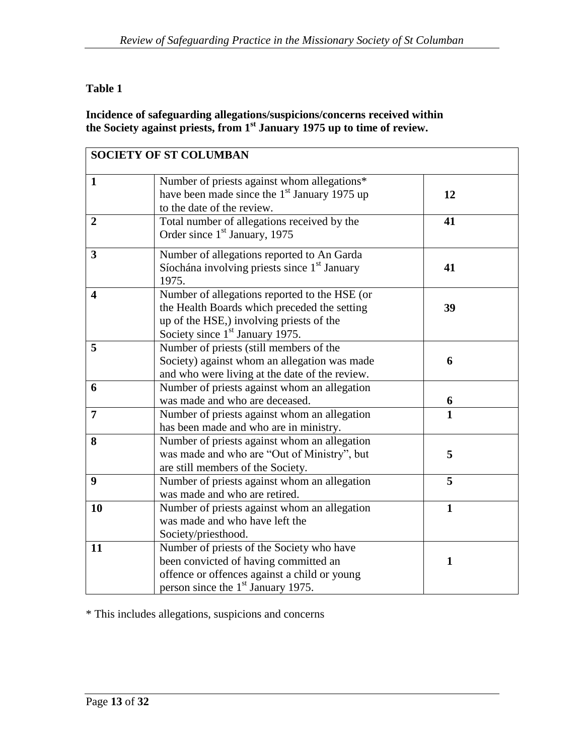**Table 1**

**Incidence of safeguarding allegations/suspicions/concerns received within the Society against priests, from 1st January 1975 up to time of review.**

| SOCIETY OF ST COLUMBAN | | |
|---|---|---|
| **1** | Number of priests against whom allegations* have been made since the 1st January 1975 up to the date of the review. | **12** |
| **2** | Total number of allegations received by the Order since 1st January, 1975 | **41** |
| **3** | Number of allegations reported to An Garda Síochána involving priests since 1st January 1975. | **41** |
| **4** | Number of allegations reported to the HSE (or the Health Boards which preceded the setting up of the HSE,) involving priests of the Society since 1st January 1975. | **39** |
| **5** | Number of priests (still members of the Society) against whom an allegation was made and who were living at the date of the review. | **6** |
| **6** | Number of priests against whom an allegation was made and who are deceased. | **6** |
| **7** | Number of priests against whom an allegation has been made and who are in ministry. | **1** |
| **8** | Number of priests against whom an allegation was made and who are "Out of Ministry", but are still members of the Society. | **5** |
| **9** | Number of priests against whom an allegation was made and who are retired. | **5** |
| **10** | Number of priests against whom an allegation was made and who have left the Society/priesthood. | **1** |
| **11** | Number of priests of the Society who have been convicted of having committed an offence or offences against a child or young person since the 1st January 1975. | **1** |

* This includes allegations, suspicions and concerns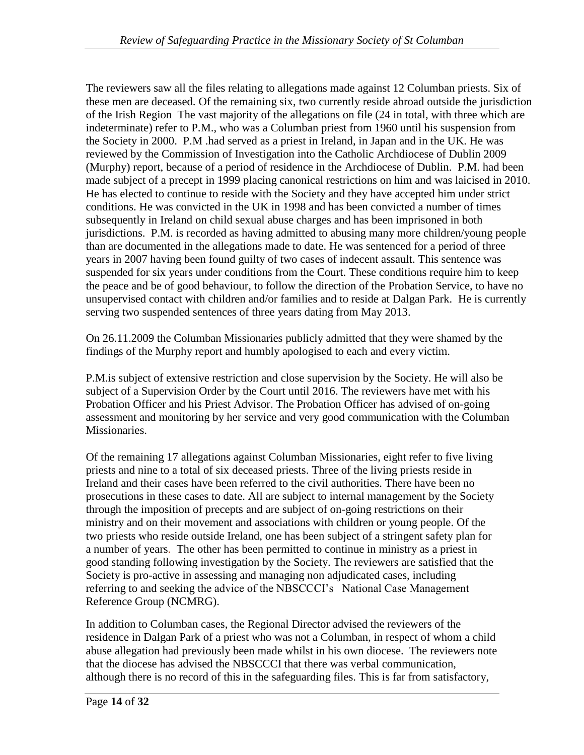The reviewers saw all the files relating to allegations made against 12 Columban priests. Six of these men are deceased. Of the remaining six, two currently reside abroad outside the jurisdiction of the Irish Region The vast majority of the allegations on file (24 in total, with three which are indeterminate) refer to P.M., who was a Columban priest from 1960 until his suspension from the Society in 2000. P.M .had served as a priest in Ireland, in Japan and in the UK. He was reviewed by the Commission of Investigation into the Catholic Archdiocese of Dublin 2009 (Murphy) report, because of a period of residence in the Archdiocese of Dublin. P.M. had been made subject of a precept in 1999 placing canonical restrictions on him and was laicised in 2010. He has elected to continue to reside with the Society and they have accepted him under strict conditions. He was convicted in the UK in 1998 and has been convicted a number of times subsequently in Ireland on child sexual abuse charges and has been imprisoned in both jurisdictions. P.M. is recorded as having admitted to abusing many more children/young people than are documented in the allegations made to date. He was sentenced for a period of three years in 2007 having been found guilty of two cases of indecent assault. This sentence was suspended for six years under conditions from the Court. These conditions require him to keep the peace and be of good behaviour, to follow the direction of the Probation Service, to have no unsupervised contact with children and/or families and to reside at Dalgan Park. He is currently serving two suspended sentences of three years dating from May 2013.

On 26.11.2009 the Columban Missionaries publicly admitted that they were shamed by the findings of the Murphy report and humbly apologised to each and every victim.

P.M.is subject of extensive restriction and close supervision by the Society. He will also be subject of a Supervision Order by the Court until 2016. The reviewers have met with his Probation Officer and his Priest Advisor. The Probation Officer has advised of on-going assessment and monitoring by her service and very good communication with the Columban Missionaries.

Of the remaining 17 allegations against Columban Missionaries, eight refer to five living priests and nine to a total of six deceased priests. Three of the living priests reside in Ireland and their cases have been referred to the civil authorities. There have been no prosecutions in these cases to date. All are subject to internal management by the Society through the imposition of precepts and are subject of on-going restrictions on their ministry and on their movement and associations with children or young people. Of the two priests who reside outside Ireland, one has been subject of a stringent safety plan for a number of years. The other has been permitted to continue in ministry as a priest in good standing following investigation by the Society. The reviewers are satisfied that the Society is pro-active in assessing and managing non adjudicated cases, including referring to and seeking the advice of the NBSCCCI's National Case Management Reference Group (NCMRG).

In addition to Columban cases, the Regional Director advised the reviewers of the residence in Dalgan Park of a priest who was not a Columban, in respect of whom a child abuse allegation had previously been made whilst in his own diocese. The reviewers note that the diocese has advised the NBSCCCI that there was verbal communication, although there is no record of this in the safeguarding files. This is far from satisfactory,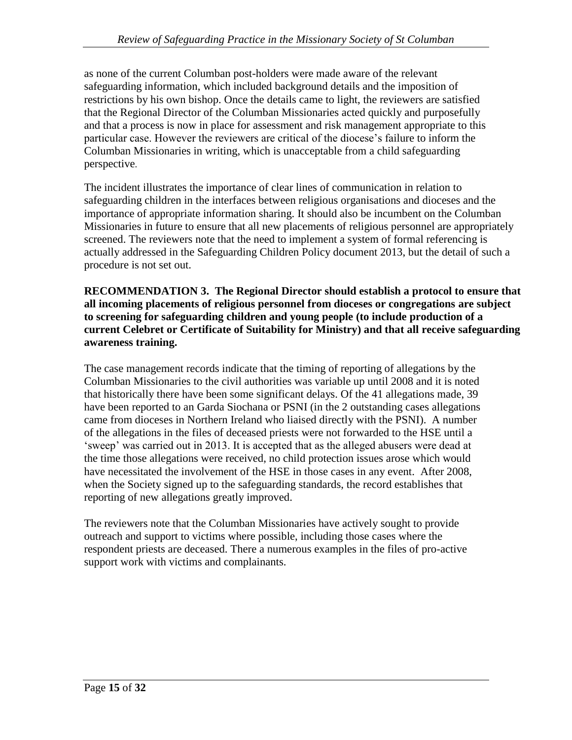as none of the current Columban post-holders were made aware of the relevant safeguarding information, which included background details and the imposition of restrictions by his own bishop. Once the details came to light, the reviewers are satisfied that the Regional Director of the Columban Missionaries acted quickly and purposefully and that a process is now in place for assessment and risk management appropriate to this particular case. However the reviewers are critical of the diocese's failure to inform the Columban Missionaries in writing, which is unacceptable from a child safeguarding perspective.

The incident illustrates the importance of clear lines of communication in relation to safeguarding children in the interfaces between religious organisations and dioceses and the importance of appropriate information sharing. It should also be incumbent on the Columban Missionaries in future to ensure that all new placements of religious personnel are appropriately screened. The reviewers note that the need to implement a system of formal referencing is actually addressed in the Safeguarding Children Policy document 2013, but the detail of such a procedure is not set out.

**RECOMMENDATION 3. The Regional Director should establish a protocol to ensure that all incoming placements of religious personnel from dioceses or congregations are subject to screening for safeguarding children and young people (to include production of a current Celebret or Certificate of Suitability for Ministry) and that all receive safeguarding awareness training.**

The case management records indicate that the timing of reporting of allegations by the Columban Missionaries to the civil authorities was variable up until 2008 and it is noted that historically there have been some significant delays. Of the 41 allegations made, 39 have been reported to an Garda Siochana or PSNI (in the 2 outstanding cases allegations came from dioceses in Northern Ireland who liaised directly with the PSNI). A number of the allegations in the files of deceased priests were not forwarded to the HSE until a 'sweep' was carried out in 2013. It is accepted that as the alleged abusers were dead at the time those allegations were received, no child protection issues arose which would have necessitated the involvement of the HSE in those cases in any event. After 2008, when the Society signed up to the safeguarding standards, the record establishes that reporting of new allegations greatly improved.

The reviewers note that the Columban Missionaries have actively sought to provide outreach and support to victims where possible, including those cases where the respondent priests are deceased. There a numerous examples in the files of pro-active support work with victims and complainants.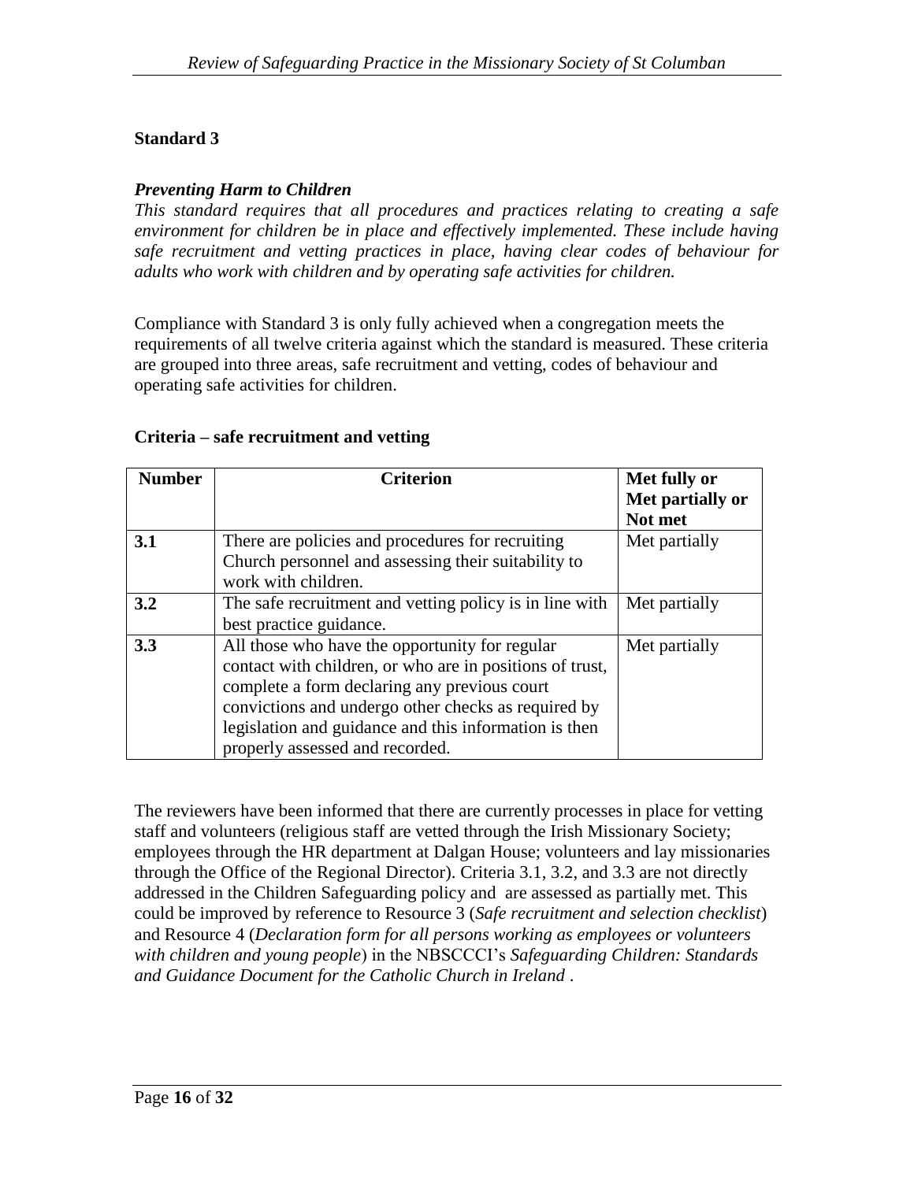**Standard 3**

***Preventing Harm to Children***

*This standard requires that all procedures and practices relating to creating a safe environment for children be in place and effectively implemented. These include having safe recruitment and vetting practices in place, having clear codes of behaviour for adults who work with children and by operating safe activities for children.*

Compliance with Standard 3 is only fully achieved when a congregation meets the requirements of all twelve criteria against which the standard is measured. These criteria are grouped into three areas, safe recruitment and vetting, codes of behaviour and operating safe activities for children.

**Criteria – safe recruitment and vetting**

| Number | Criterion | Met fully or Met partially or Not met |
|---|---|---|
| **3.1** | There are policies and procedures for recruiting Church personnel and assessing their suitability to work with children. | Met partially |
| **3.2** | The safe recruitment and vetting policy is in line with best practice guidance. | Met partially |
| **3.3** | All those who have the opportunity for regular contact with children, or who are in positions of trust, complete a form declaring any previous court convictions and undergo other checks as required by legislation and guidance and this information is then properly assessed and recorded. | Met partially |

The reviewers have been informed that there are currently processes in place for vetting staff and volunteers (religious staff are vetted through the Irish Missionary Society; employees through the HR department at Dalgan House; volunteers and lay missionaries through the Office of the Regional Director). Criteria 3.1, 3.2, and 3.3 are not directly addressed in the Children Safeguarding policy and are assessed as partially met. This could be improved by reference to Resource 3 (*Safe recruitment and selection checklist*) and Resource 4 (*Declaration form for all persons working as employees or volunteers with children and young people*) in the NBSCCCI's *Safeguarding Children: Standards and Guidance Document for the Catholic Church in Ireland* .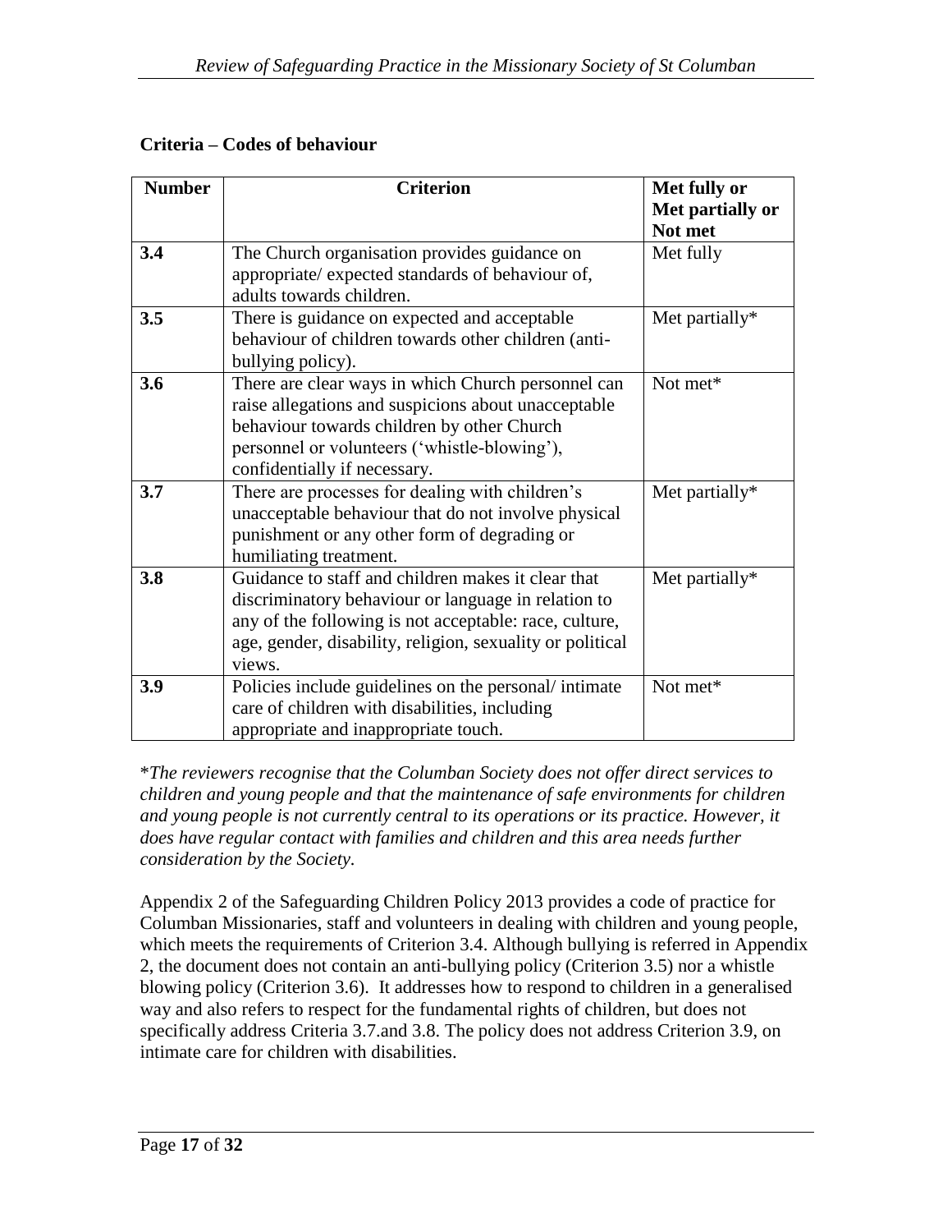**Criteria – Codes of behaviour**

| Number | Criterion | Met fully or Met partially or Not met |
|---|---|---|
| **3.4** | The Church organisation provides guidance on appropriate/ expected standards of behaviour of, adults towards children. | Met fully |
| **3.5** | There is guidance on expected and acceptable behaviour of children towards other children (anti-bullying policy). | Met partially* |
| **3.6** | There are clear ways in which Church personnel can raise allegations and suspicions about unacceptable behaviour towards children by other Church personnel or volunteers ('whistle-blowing'), confidentially if necessary. | Not met* |
| **3.7** | There are processes for dealing with children's unacceptable behaviour that do not involve physical punishment or any other form of degrading or humiliating treatment. | Met partially* |
| **3.8** | Guidance to staff and children makes it clear that discriminatory behaviour or language in relation to any of the following is not acceptable: race, culture, age, gender, disability, religion, sexuality or political views. | Met partially* |
| **3.9** | Policies include guidelines on the personal/ intimate care of children with disabilities, including appropriate and inappropriate touch. | Not met* |

\**The reviewers recognise that the Columban Society does not offer direct services to children and young people and that the maintenance of safe environments for children and young people is not currently central to its operations or its practice. However, it does have regular contact with families and children and this area needs further consideration by the Society.*

Appendix 2 of the Safeguarding Children Policy 2013 provides a code of practice for Columban Missionaries, staff and volunteers in dealing with children and young people, which meets the requirements of Criterion 3.4. Although bullying is referred in Appendix 2, the document does not contain an anti-bullying policy (Criterion 3.5) nor a whistle blowing policy (Criterion 3.6). It addresses how to respond to children in a generalised way and also refers to respect for the fundamental rights of children, but does not specifically address Criteria 3.7.and 3.8. The policy does not address Criterion 3.9, on intimate care for children with disabilities.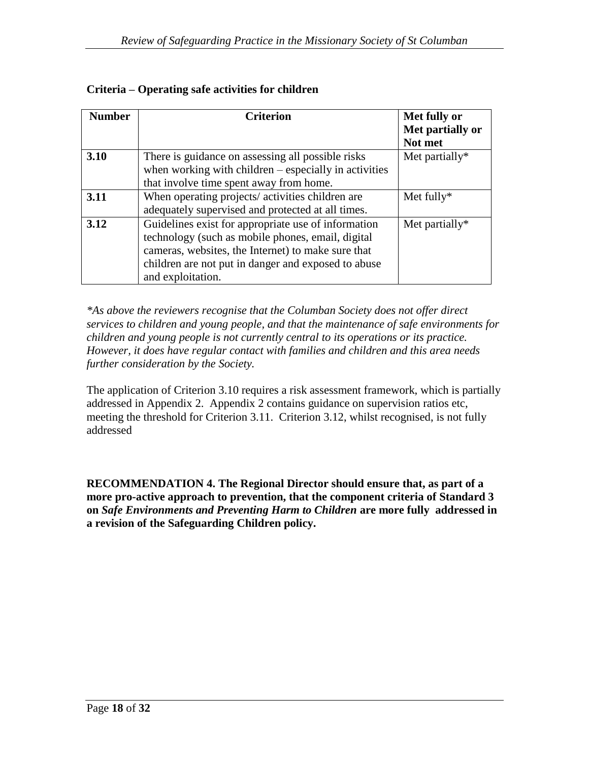**Criteria – Operating safe activities for children**

| **Number** | **Criterion** | **Met fully or Met partially or Not met** |
|---|---|---|
| **3.10** | There is guidance on assessing all possible risks when working with children – especially in activities that involve time spent away from home. | Met partially* |
| **3.11** | When operating projects/ activities children are adequately supervised and protected at all times. | Met fully* |
| **3.12** | Guidelines exist for appropriate use of information technology (such as mobile phones, email, digital cameras, websites, the Internet) to make sure that children are not put in danger and exposed to abuse and exploitation. | Met partially* |

*\*As above the reviewers recognise that the Columban Society does not offer direct services to children and young people, and that the maintenance of safe environments for children and young people is not currently central to its operations or its practice. However, it does have regular contact with families and children and this area needs further consideration by the Society.*

The application of Criterion 3.10 requires a risk assessment framework, which is partially addressed in Appendix 2. Appendix 2 contains guidance on supervision ratios etc, meeting the threshold for Criterion 3.11. Criterion 3.12, whilst recognised, is not fully addressed

**RECOMMENDATION 4. The Regional Director should ensure that, as part of a more pro-active approach to prevention, that the component criteria of Standard 3 on *Safe Environments and Preventing Harm to Children* are more fully addressed in a revision of the Safeguarding Children policy.**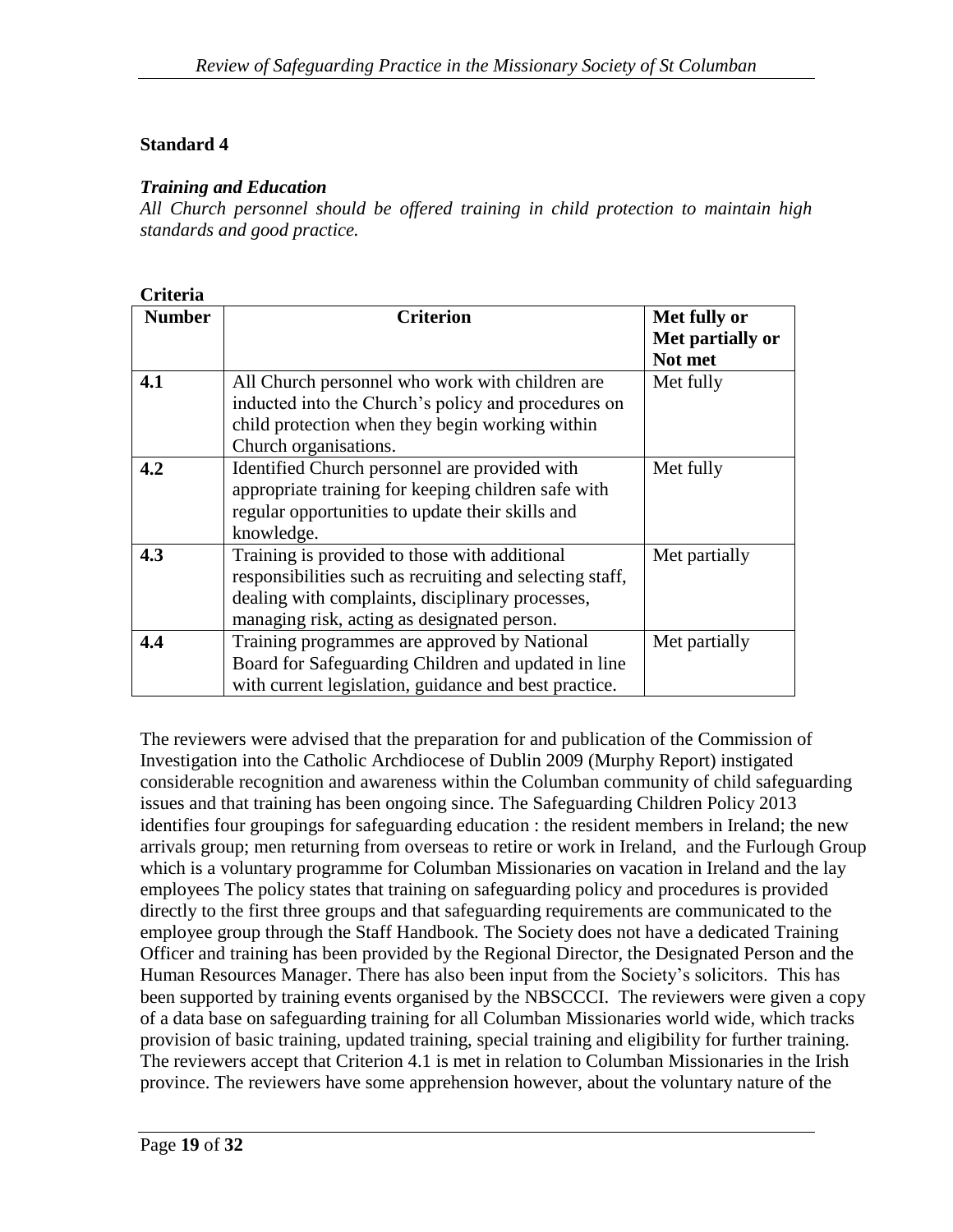**Standard 4**

***Training and Education***

*All Church personnel should be offered training in child protection to maintain high standards and good practice.*

**Criteria**

| Number | Criterion | Met fully or Met partially or Not met |
|---|---|---|
| **4.1** | All Church personnel who work with children are inducted into the Church's policy and procedures on child protection when they begin working within Church organisations. | Met fully |
| **4.2** | Identified Church personnel are provided with appropriate training for keeping children safe with regular opportunities to update their skills and knowledge. | Met fully |
| **4.3** | Training is provided to those with additional responsibilities such as recruiting and selecting staff, dealing with complaints, disciplinary processes, managing risk, acting as designated person. | Met partially |
| **4.4** | Training programmes are approved by National Board for Safeguarding Children and updated in line with current legislation, guidance and best practice. | Met partially |

The reviewers were advised that the preparation for and publication of the Commission of Investigation into the Catholic Archdiocese of Dublin 2009 (Murphy Report) instigated considerable recognition and awareness within the Columban community of child safeguarding issues and that training has been ongoing since. The Safeguarding Children Policy 2013 identifies four groupings for safeguarding education : the resident members in Ireland; the new arrivals group; men returning from overseas to retire or work in Ireland, and the Furlough Group which is a voluntary programme for Columban Missionaries on vacation in Ireland and the lay employees The policy states that training on safeguarding policy and procedures is provided directly to the first three groups and that safeguarding requirements are communicated to the employee group through the Staff Handbook. The Society does not have a dedicated Training Officer and training has been provided by the Regional Director, the Designated Person and the Human Resources Manager. There has also been input from the Society's solicitors. This has been supported by training events organised by the NBSCCCI. The reviewers were given a copy of a data base on safeguarding training for all Columban Missionaries world wide, which tracks provision of basic training, updated training, special training and eligibility for further training. The reviewers accept that Criterion 4.1 is met in relation to Columban Missionaries in the Irish province. The reviewers have some apprehension however, about the voluntary nature of the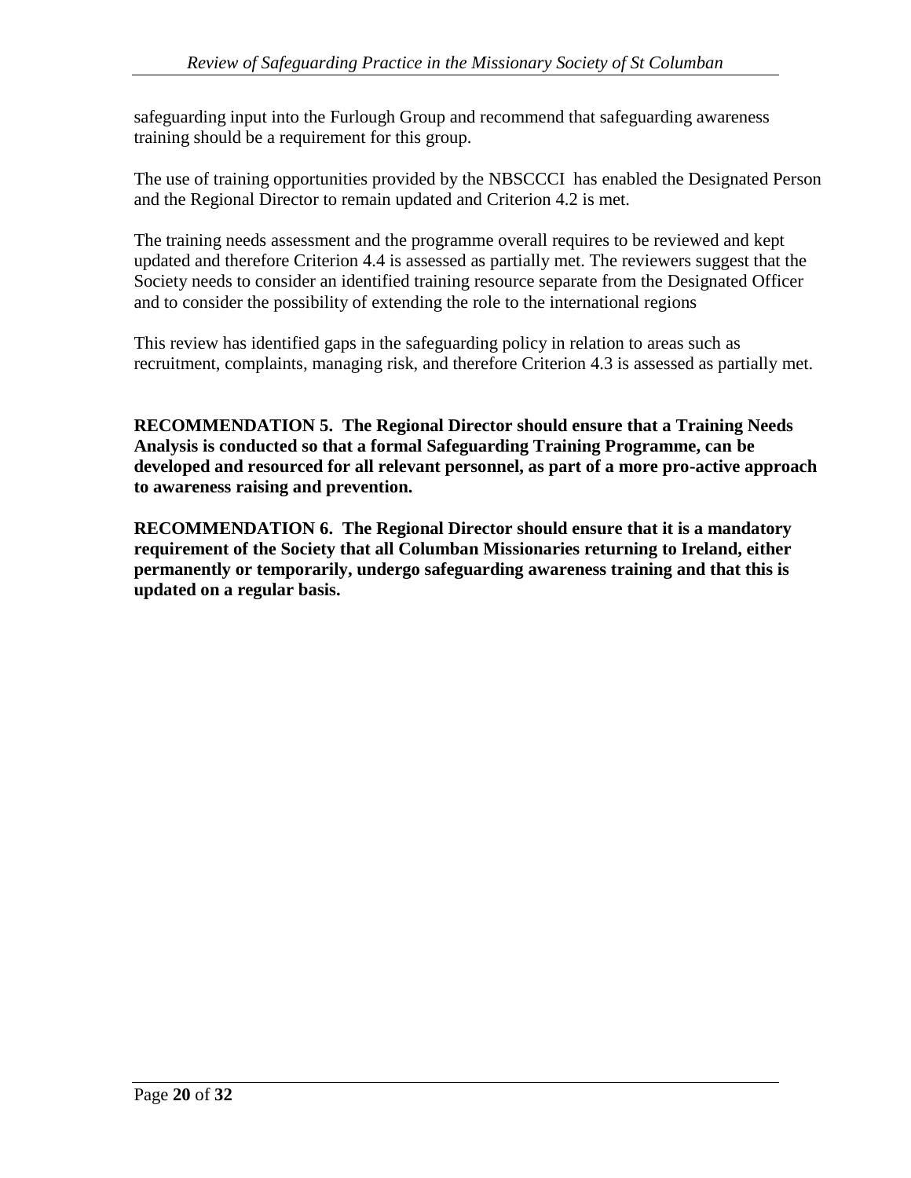safeguarding input into the Furlough Group and recommend that safeguarding awareness training should be a requirement for this group.

The use of training opportunities provided by the NBSCCCI has enabled the Designated Person and the Regional Director to remain updated and Criterion 4.2 is met.

The training needs assessment and the programme overall requires to be reviewed and kept updated and therefore Criterion 4.4 is assessed as partially met. The reviewers suggest that the Society needs to consider an identified training resource separate from the Designated Officer and to consider the possibility of extending the role to the international regions

This review has identified gaps in the safeguarding policy in relation to areas such as recruitment, complaints, managing risk, and therefore Criterion 4.3 is assessed as partially met.

**RECOMMENDATION 5. The Regional Director should ensure that a Training Needs Analysis is conducted so that a formal Safeguarding Training Programme, can be developed and resourced for all relevant personnel, as part of a more pro-active approach to awareness raising and prevention.**

**RECOMMENDATION 6. The Regional Director should ensure that it is a mandatory requirement of the Society that all Columban Missionaries returning to Ireland, either permanently or temporarily, undergo safeguarding awareness training and that this is updated on a regular basis.**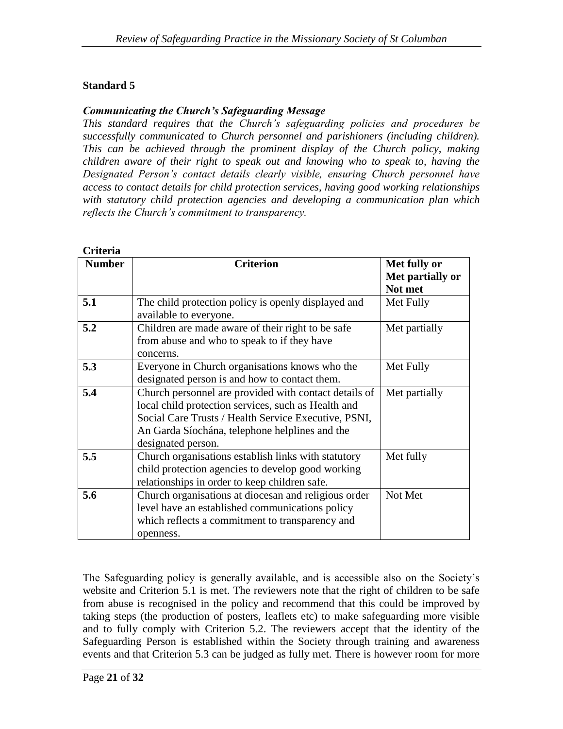## Standard 5

***Communicating the Church's Safeguarding Message***

*This standard requires that the Church's safeguarding policies and procedures be successfully communicated to Church personnel and parishioners (including children). This can be achieved through the prominent display of the Church policy, making children aware of their right to speak out and knowing who to speak to, having the Designated Person's contact details clearly visible, ensuring Church personnel have access to contact details for child protection services, having good working relationships with statutory child protection agencies and developing a communication plan which reflects the Church's commitment to transparency.*

**Criteria**

| Number | Criterion | Met fully or Met partially or Not met |
|---|---|---|
| **5.1** | The child protection policy is openly displayed and available to everyone. | Met Fully |
| **5.2** | Children are made aware of their right to be safe from abuse and who to speak to if they have concerns. | Met partially |
| **5.3** | Everyone in Church organisations knows who the designated person is and how to contact them. | Met Fully |
| **5.4** | Church personnel are provided with contact details of local child protection services, such as Health and Social Care Trusts / Health Service Executive, PSNI, An Garda Síochána, telephone helplines and the designated person. | Met partially |
| **5.5** | Church organisations establish links with statutory child protection agencies to develop good working relationships in order to keep children safe. | Met fully |
| **5.6** | Church organisations at diocesan and religious order level have an established communications policy which reflects a commitment to transparency and openness. | Not Met |

The Safeguarding policy is generally available, and is accessible also on the Society's website and Criterion 5.1 is met. The reviewers note that the right of children to be safe from abuse is recognised in the policy and recommend that this could be improved by taking steps (the production of posters, leaflets etc) to make safeguarding more visible and to fully comply with Criterion 5.2. The reviewers accept that the identity of the Safeguarding Person is established within the Society through training and awareness events and that Criterion 5.3 can be judged as fully met. There is however room for more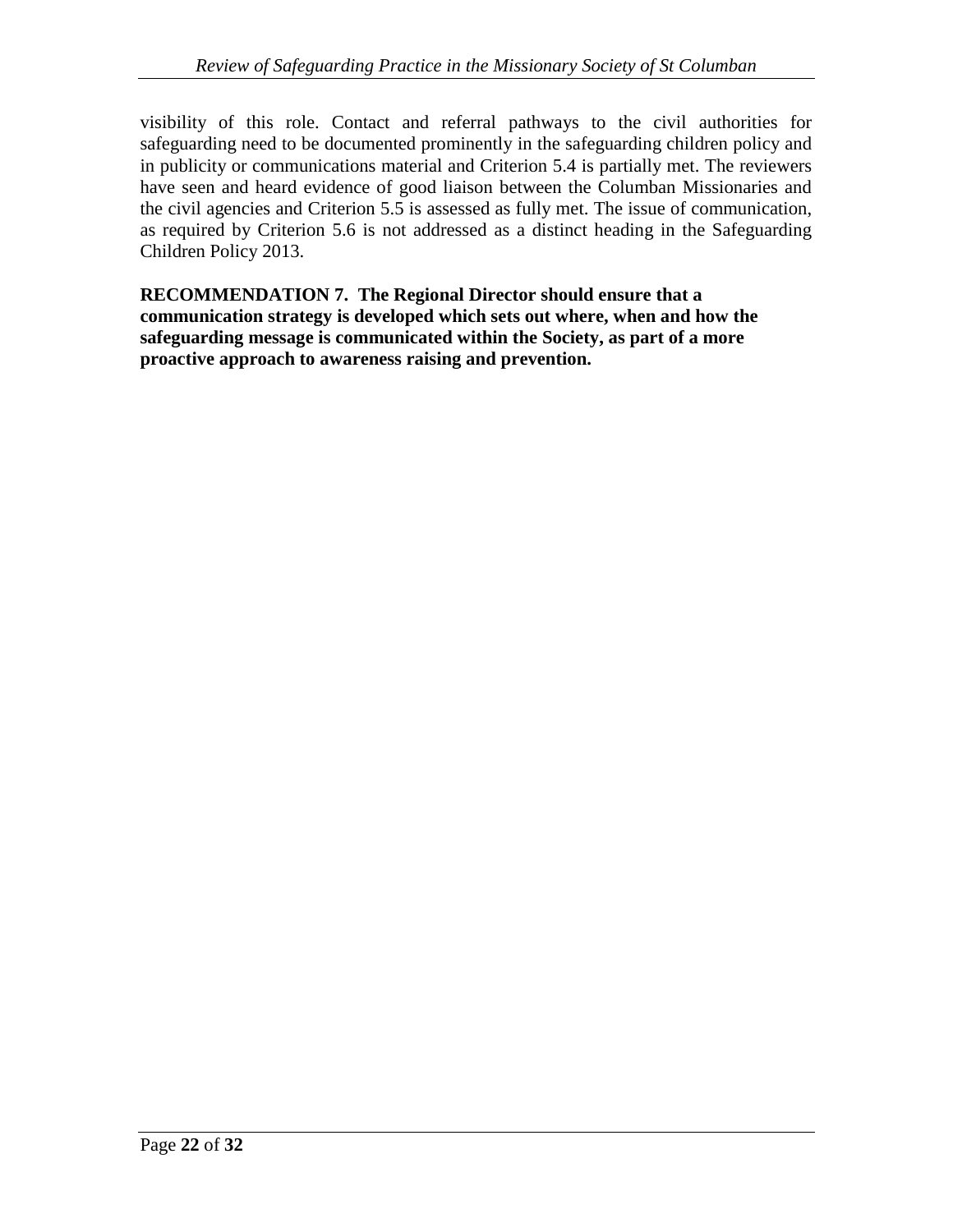visibility of this role. Contact and referral pathways to the civil authorities for safeguarding need to be documented prominently in the safeguarding children policy and in publicity or communications material and Criterion 5.4 is partially met. The reviewers have seen and heard evidence of good liaison between the Columban Missionaries and the civil agencies and Criterion 5.5 is assessed as fully met. The issue of communication, as required by Criterion 5.6 is not addressed as a distinct heading in the Safeguarding Children Policy 2013.

**RECOMMENDATION 7. The Regional Director should ensure that a communication strategy is developed which sets out where, when and how the safeguarding message is communicated within the Society, as part of a more proactive approach to awareness raising and prevention.**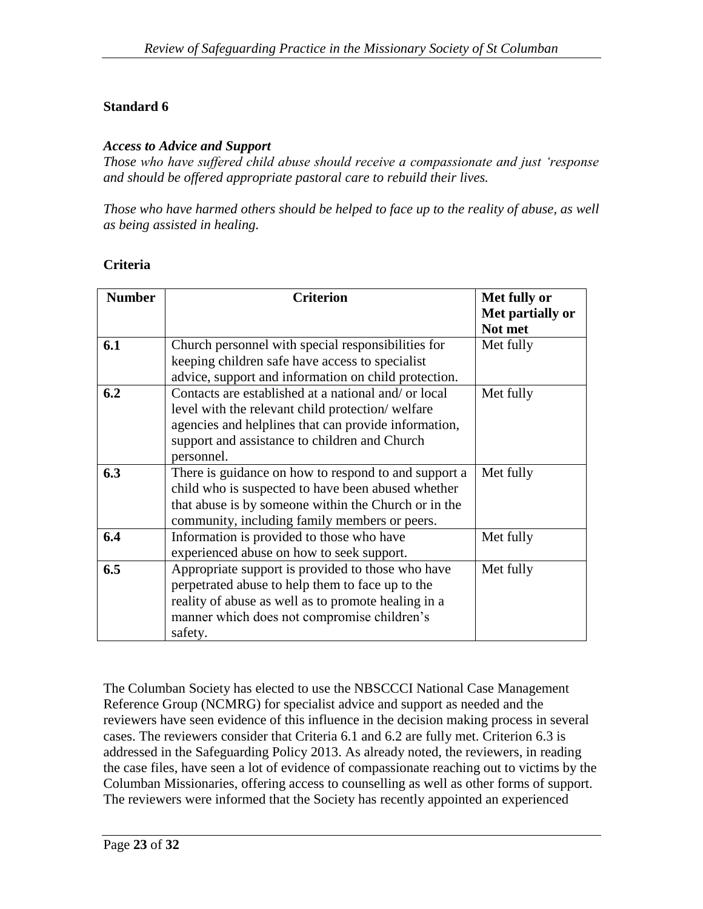**Standard 6**

***Access to Advice and Support***

*Those who have suffered child abuse should receive a compassionate and just 'response and should be offered appropriate pastoral care to rebuild their lives.*

*Those who have harmed others should be helped to face up to the reality of abuse, as well as being assisted in healing.*

**Criteria**

| Number | Criterion | Met fully or Met partially or Not met |
|---|---|---|
| **6.1** | Church personnel with special responsibilities for keeping children safe have access to specialist advice, support and information on child protection. | Met fully |
| **6.2** | Contacts are established at a national and/ or local level with the relevant child protection/ welfare agencies and helplines that can provide information, support and assistance to children and Church personnel. | Met fully |
| **6.3** | There is guidance on how to respond to and support a child who is suspected to have been abused whether that abuse is by someone within the Church or in the community, including family members or peers. | Met fully |
| **6.4** | Information is provided to those who have experienced abuse on how to seek support. | Met fully |
| **6.5** | Appropriate support is provided to those who have perpetrated abuse to help them to face up to the reality of abuse as well as to promote healing in a manner which does not compromise children's safety. | Met fully |

The Columban Society has elected to use the NBSCCCI National Case Management Reference Group (NCMRG) for specialist advice and support as needed and the reviewers have seen evidence of this influence in the decision making process in several cases. The reviewers consider that Criteria 6.1 and 6.2 are fully met. Criterion 6.3 is addressed in the Safeguarding Policy 2013. As already noted, the reviewers, in reading the case files, have seen a lot of evidence of compassionate reaching out to victims by the Columban Missionaries, offering access to counselling as well as other forms of support. The reviewers were informed that the Society has recently appointed an experienced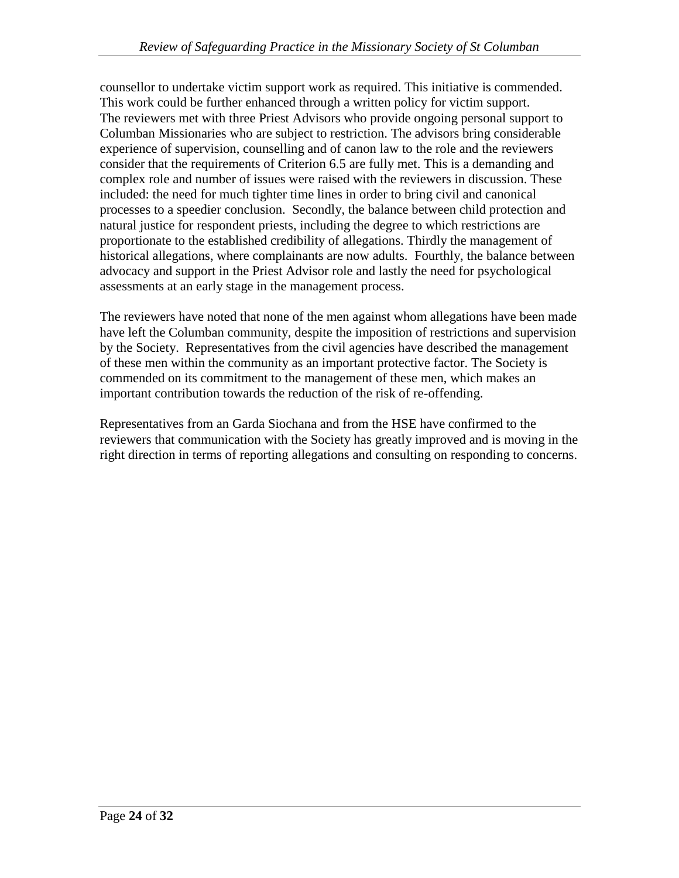counsellor to undertake victim support work as required. This initiative is commended. This work could be further enhanced through a written policy for victim support. The reviewers met with three Priest Advisors who provide ongoing personal support to Columban Missionaries who are subject to restriction. The advisors bring considerable experience of supervision, counselling and of canon law to the role and the reviewers consider that the requirements of Criterion 6.5 are fully met. This is a demanding and complex role and number of issues were raised with the reviewers in discussion. These included: the need for much tighter time lines in order to bring civil and canonical processes to a speedier conclusion. Secondly, the balance between child protection and natural justice for respondent priests, including the degree to which restrictions are proportionate to the established credibility of allegations. Thirdly the management of historical allegations, where complainants are now adults. Fourthly, the balance between advocacy and support in the Priest Advisor role and lastly the need for psychological assessments at an early stage in the management process.

The reviewers have noted that none of the men against whom allegations have been made have left the Columban community, despite the imposition of restrictions and supervision by the Society. Representatives from the civil agencies have described the management of these men within the community as an important protective factor. The Society is commended on its commitment to the management of these men, which makes an important contribution towards the reduction of the risk of re-offending.

Representatives from an Garda Siochana and from the HSE have confirmed to the reviewers that communication with the Society has greatly improved and is moving in the right direction in terms of reporting allegations and consulting on responding to concerns.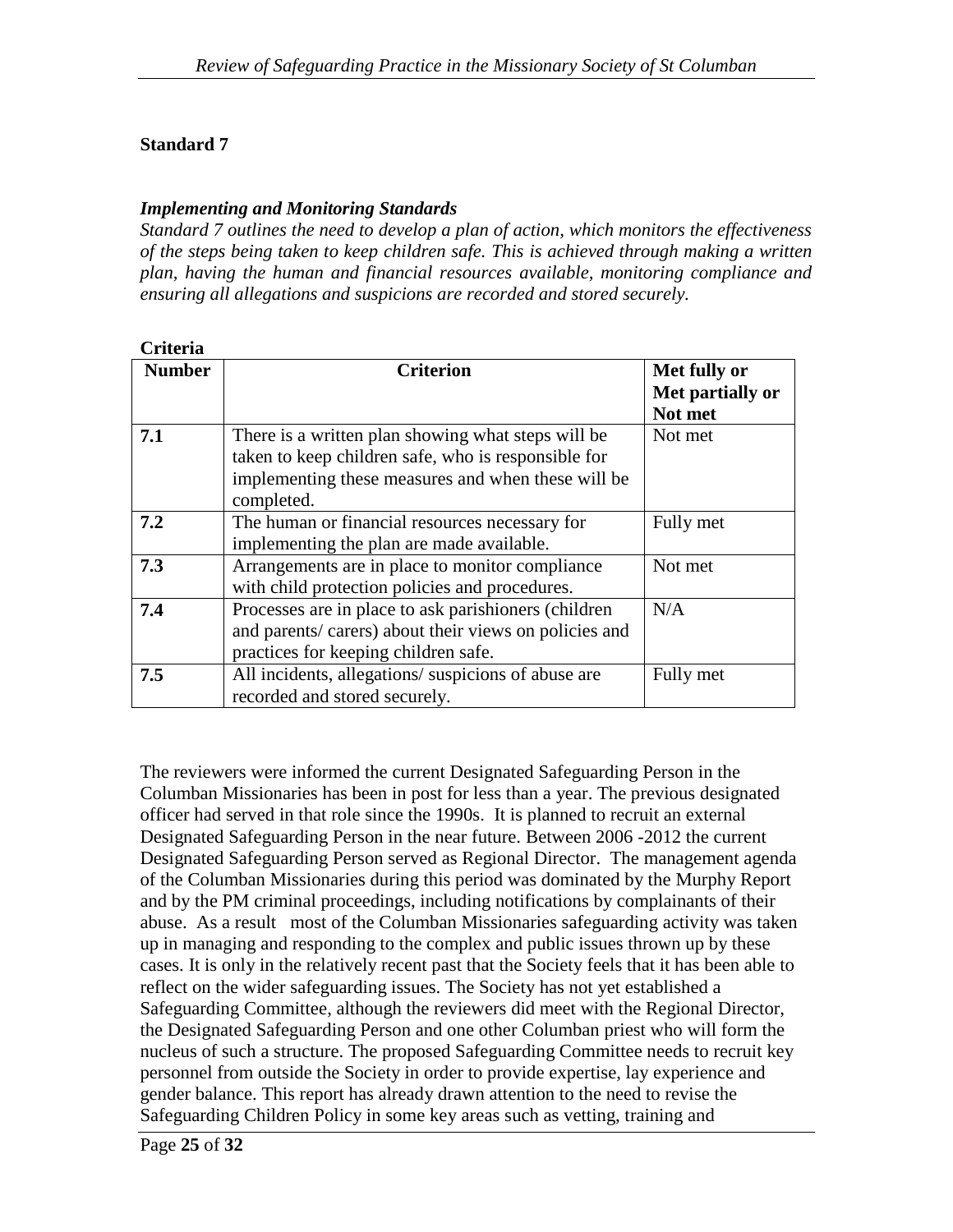**Standard 7**

***Implementing and Monitoring Standards***

*Standard 7 outlines the need to develop a plan of action, which monitors the effectiveness of the steps being taken to keep children safe. This is achieved through making a written plan, having the human and financial resources available, monitoring compliance and ensuring all allegations and suspicions are recorded and stored securely.*

**Criteria**

| Number | Criterion | Met fully or Met partially or Not met |
|---|---|---|
| **7.1** | There is a written plan showing what steps will be taken to keep children safe, who is responsible for implementing these measures and when these will be completed. | Not met |
| **7.2** | The human or financial resources necessary for implementing the plan are made available. | Fully met |
| **7.3** | Arrangements are in place to monitor compliance with child protection policies and procedures. | Not met |
| **7.4** | Processes are in place to ask parishioners (children and parents/ carers) about their views on policies and practices for keeping children safe. | N/A |
| **7.5** | All incidents, allegations/ suspicions of abuse are recorded and stored securely. | Fully met |

The reviewers were informed the current Designated Safeguarding Person in the Columban Missionaries has been in post for less than a year. The previous designated officer had served in that role since the 1990s. It is planned to recruit an external Designated Safeguarding Person in the near future. Between 2006 -2012 the current Designated Safeguarding Person served as Regional Director. The management agenda of the Columban Missionaries during this period was dominated by the Murphy Report and by the PM criminal proceedings, including notifications by complainants of their abuse. As a result most of the Columban Missionaries safeguarding activity was taken up in managing and responding to the complex and public issues thrown up by these cases. It is only in the relatively recent past that the Society feels that it has been able to reflect on the wider safeguarding issues. The Society has not yet established a Safeguarding Committee, although the reviewers did meet with the Regional Director, the Designated Safeguarding Person and one other Columban priest who will form the nucleus of such a structure. The proposed Safeguarding Committee needs to recruit key personnel from outside the Society in order to provide expertise, lay experience and gender balance. This report has already drawn attention to the need to revise the Safeguarding Children Policy in some key areas such as vetting, training and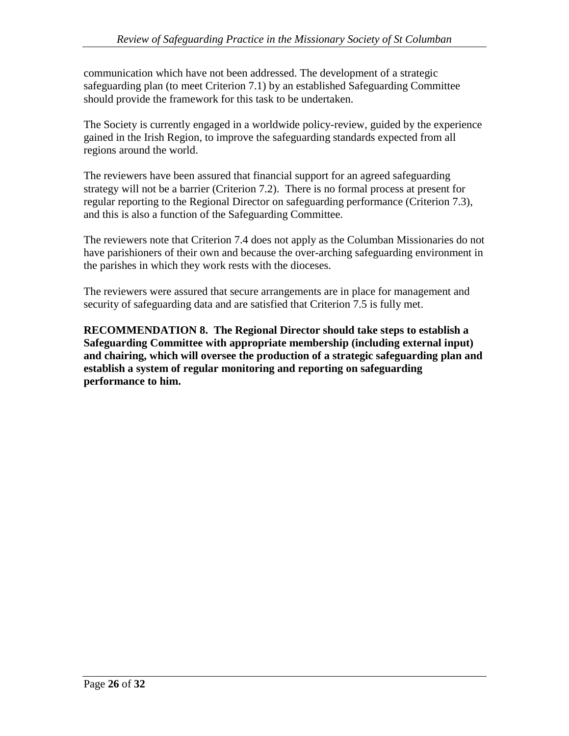communication which have not been addressed. The development of a strategic safeguarding plan (to meet Criterion 7.1) by an established Safeguarding Committee should provide the framework for this task to be undertaken.

The Society is currently engaged in a worldwide policy-review, guided by the experience gained in the Irish Region, to improve the safeguarding standards expected from all regions around the world.

The reviewers have been assured that financial support for an agreed safeguarding strategy will not be a barrier (Criterion 7.2). There is no formal process at present for regular reporting to the Regional Director on safeguarding performance (Criterion 7.3), and this is also a function of the Safeguarding Committee.

The reviewers note that Criterion 7.4 does not apply as the Columban Missionaries do not have parishioners of their own and because the over-arching safeguarding environment in the parishes in which they work rests with the dioceses.

The reviewers were assured that secure arrangements are in place for management and security of safeguarding data and are satisfied that Criterion 7.5 is fully met.

**RECOMMENDATION 8. The Regional Director should take steps to establish a Safeguarding Committee with appropriate membership (including external input) and chairing, which will oversee the production of a strategic safeguarding plan and establish a system of regular monitoring and reporting on safeguarding performance to him.**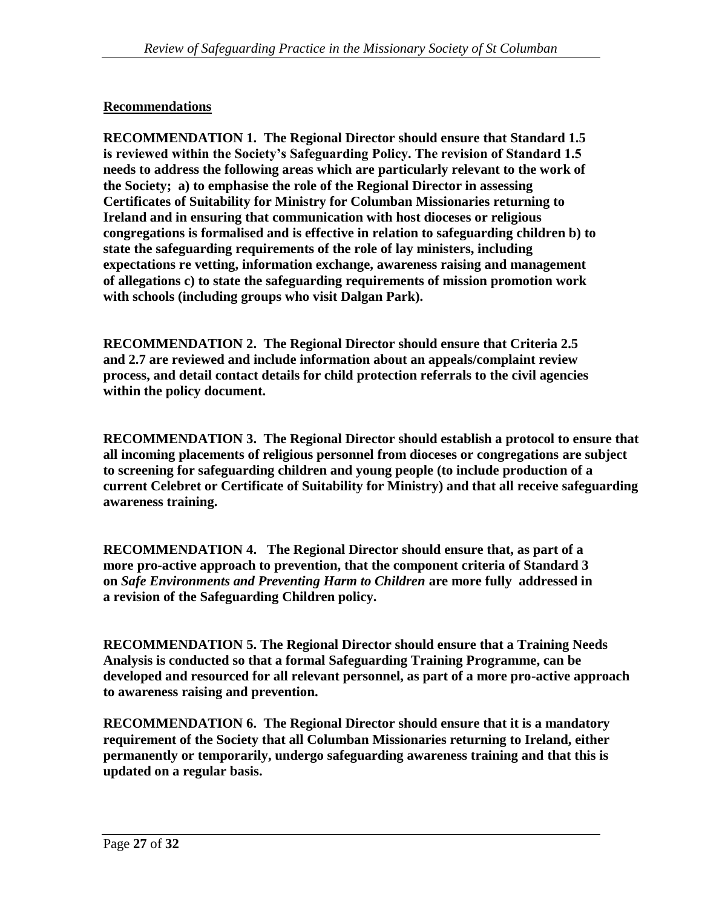**Recommendations**

**RECOMMENDATION 1. The Regional Director should ensure that Standard 1.5 is reviewed within the Society's Safeguarding Policy. The revision of Standard 1.5 needs to address the following areas which are particularly relevant to the work of the Society; a) to emphasise the role of the Regional Director in assessing Certificates of Suitability for Ministry for Columban Missionaries returning to Ireland and in ensuring that communication with host dioceses or religious congregations is formalised and is effective in relation to safeguarding children b) to state the safeguarding requirements of the role of lay ministers, including expectations re vetting, information exchange, awareness raising and management of allegations c) to state the safeguarding requirements of mission promotion work with schools (including groups who visit Dalgan Park).**

**RECOMMENDATION 2. The Regional Director should ensure that Criteria 2.5 and 2.7 are reviewed and include information about an appeals/complaint review process, and detail contact details for child protection referrals to the civil agencies within the policy document.**

**RECOMMENDATION 3. The Regional Director should establish a protocol to ensure that all incoming placements of religious personnel from dioceses or congregations are subject to screening for safeguarding children and young people (to include production of a current Celebret or Certificate of Suitability for Ministry) and that all receive safeguarding awareness training.**

**RECOMMENDATION 4. The Regional Director should ensure that, as part of a more pro-active approach to prevention, that the component criteria of Standard 3 on *Safe Environments and Preventing Harm to Children* are more fully addressed in a revision of the Safeguarding Children policy.**

**RECOMMENDATION 5. The Regional Director should ensure that a Training Needs Analysis is conducted so that a formal Safeguarding Training Programme, can be developed and resourced for all relevant personnel, as part of a more pro-active approach to awareness raising and prevention.**

**RECOMMENDATION 6. The Regional Director should ensure that it is a mandatory requirement of the Society that all Columban Missionaries returning to Ireland, either permanently or temporarily, undergo safeguarding awareness training and that this is updated on a regular basis.**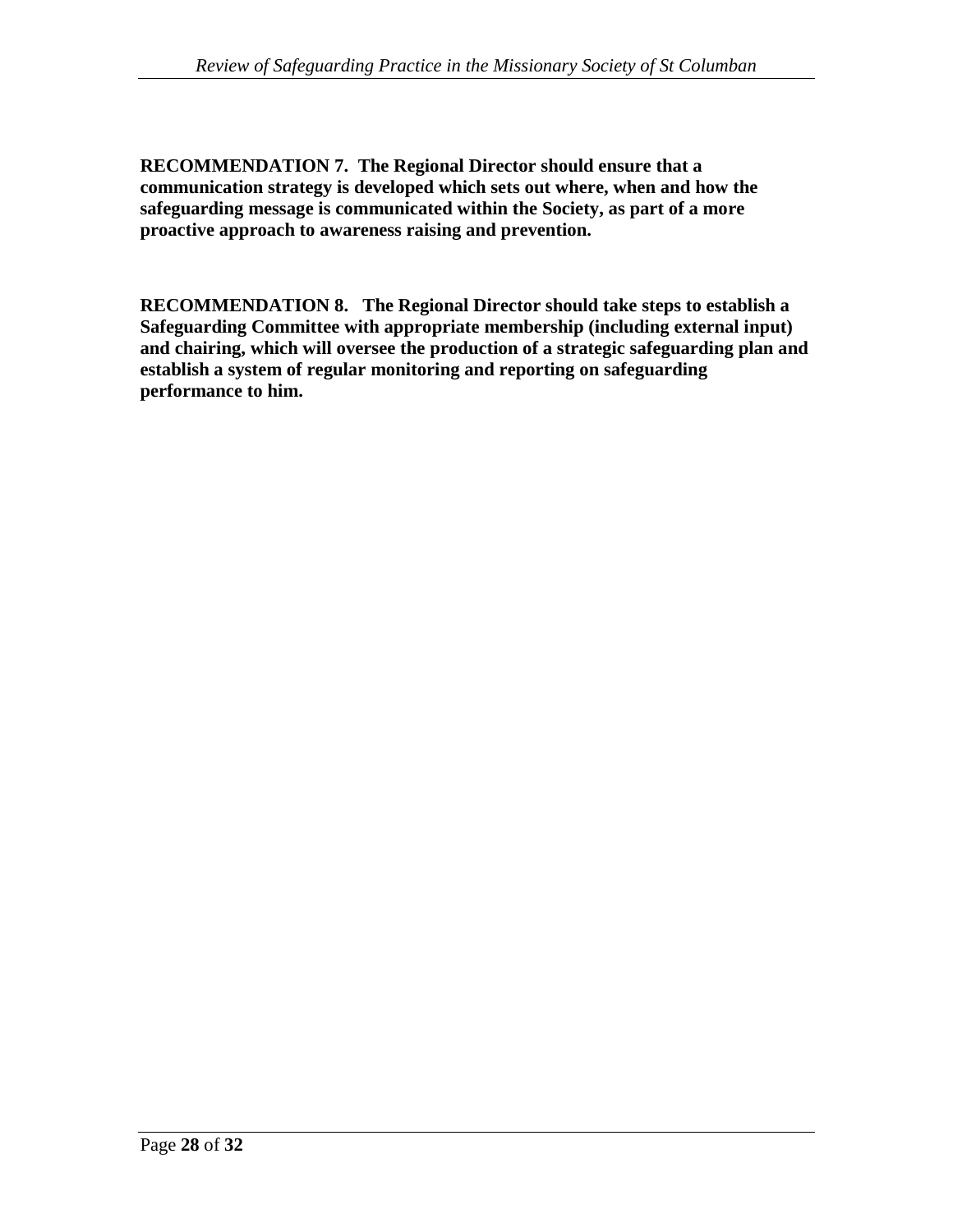**RECOMMENDATION 7. The Regional Director should ensure that a communication strategy is developed which sets out where, when and how the safeguarding message is communicated within the Society, as part of a more proactive approach to awareness raising and prevention.**

**RECOMMENDATION 8. The Regional Director should take steps to establish a Safeguarding Committee with appropriate membership (including external input) and chairing, which will oversee the production of a strategic safeguarding plan and establish a system of regular monitoring and reporting on safeguarding performance to him.**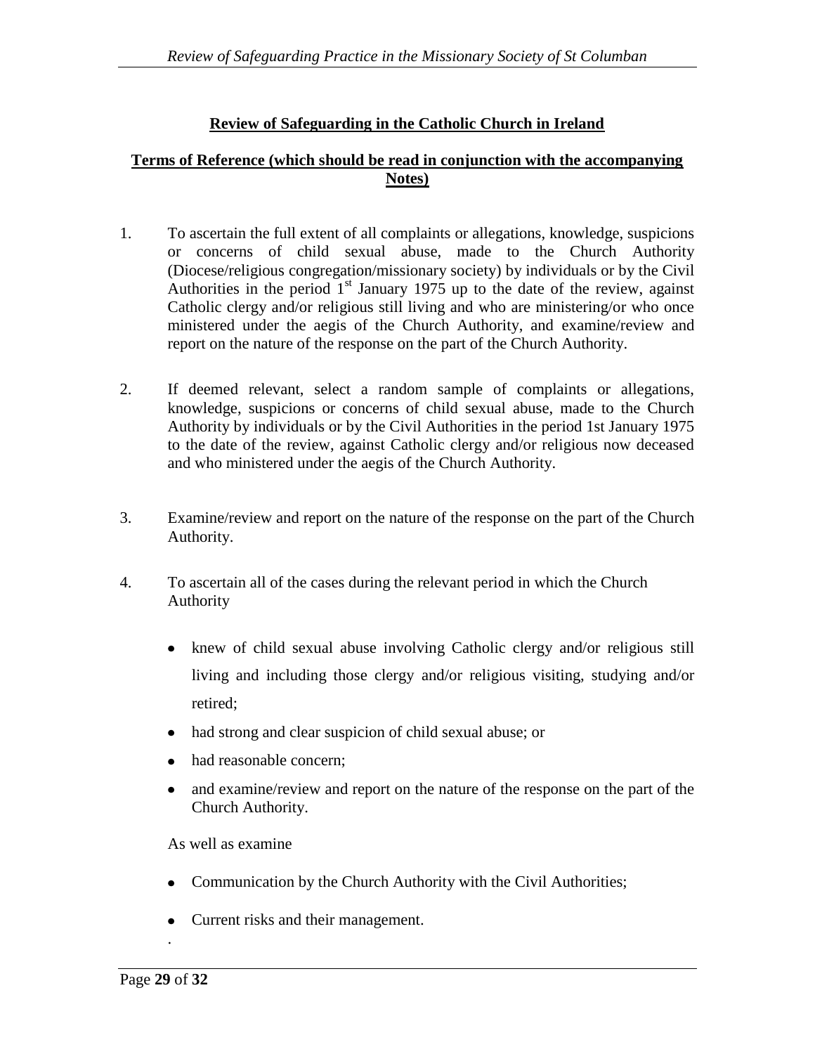## Review of Safeguarding in the Catholic Church in Ireland

### Terms of Reference (which should be read in conjunction with the accompanying Notes)

1. To ascertain the full extent of all complaints or allegations, knowledge, suspicions or concerns of child sexual abuse, made to the Church Authority (Diocese/religious congregation/missionary society) by individuals or by the Civil Authorities in the period 1st January 1975 up to the date of the review, against Catholic clergy and/or religious still living and who are ministering/or who once ministered under the aegis of the Church Authority, and examine/review and report on the nature of the response on the part of the Church Authority.

2. If deemed relevant, select a random sample of complaints or allegations, knowledge, suspicions or concerns of child sexual abuse, made to the Church Authority by individuals or by the Civil Authorities in the period 1st January 1975 to the date of the review, against Catholic clergy and/or religious now deceased and who ministered under the aegis of the Church Authority.

3. Examine/review and report on the nature of the response on the part of the Church Authority.

4. To ascertain all of the cases during the relevant period in which the Church Authority

   - knew of child sexual abuse involving Catholic clergy and/or religious still living and including those clergy and/or religious visiting, studying and/or retired;
   - had strong and clear suspicion of child sexual abuse; or
   - had reasonable concern;
   - and examine/review and report on the nature of the response on the part of the Church Authority.

   As well as examine

   - Communication by the Church Authority with the Civil Authorities;
   - Current risks and their management.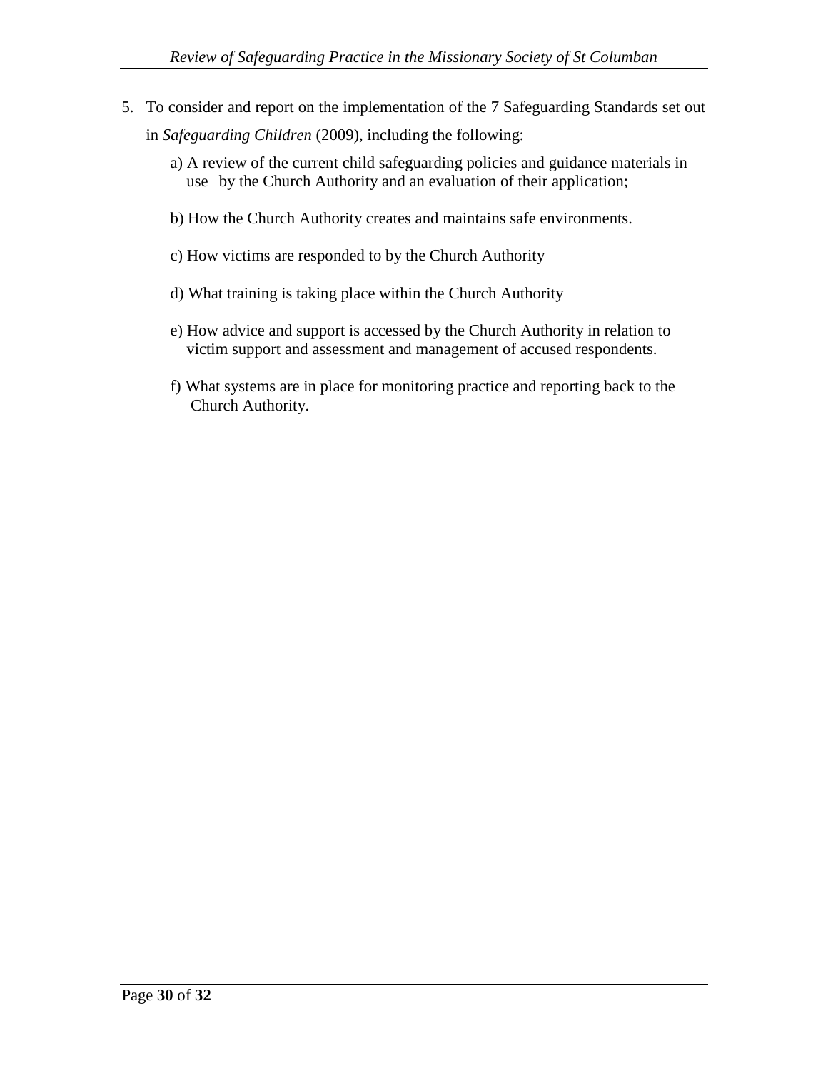5. To consider and report on the implementation of the 7 Safeguarding Standards set out in *Safeguarding Children* (2009), including the following:

   a) A review of the current child safeguarding policies and guidance materials in use by the Church Authority and an evaluation of their application;

   b) How the Church Authority creates and maintains safe environments.

   c) How victims are responded to by the Church Authority

   d) What training is taking place within the Church Authority

   e) How advice and support is accessed by the Church Authority in relation to victim support and assessment and management of accused respondents.

   f) What systems are in place for monitoring practice and reporting back to the Church Authority.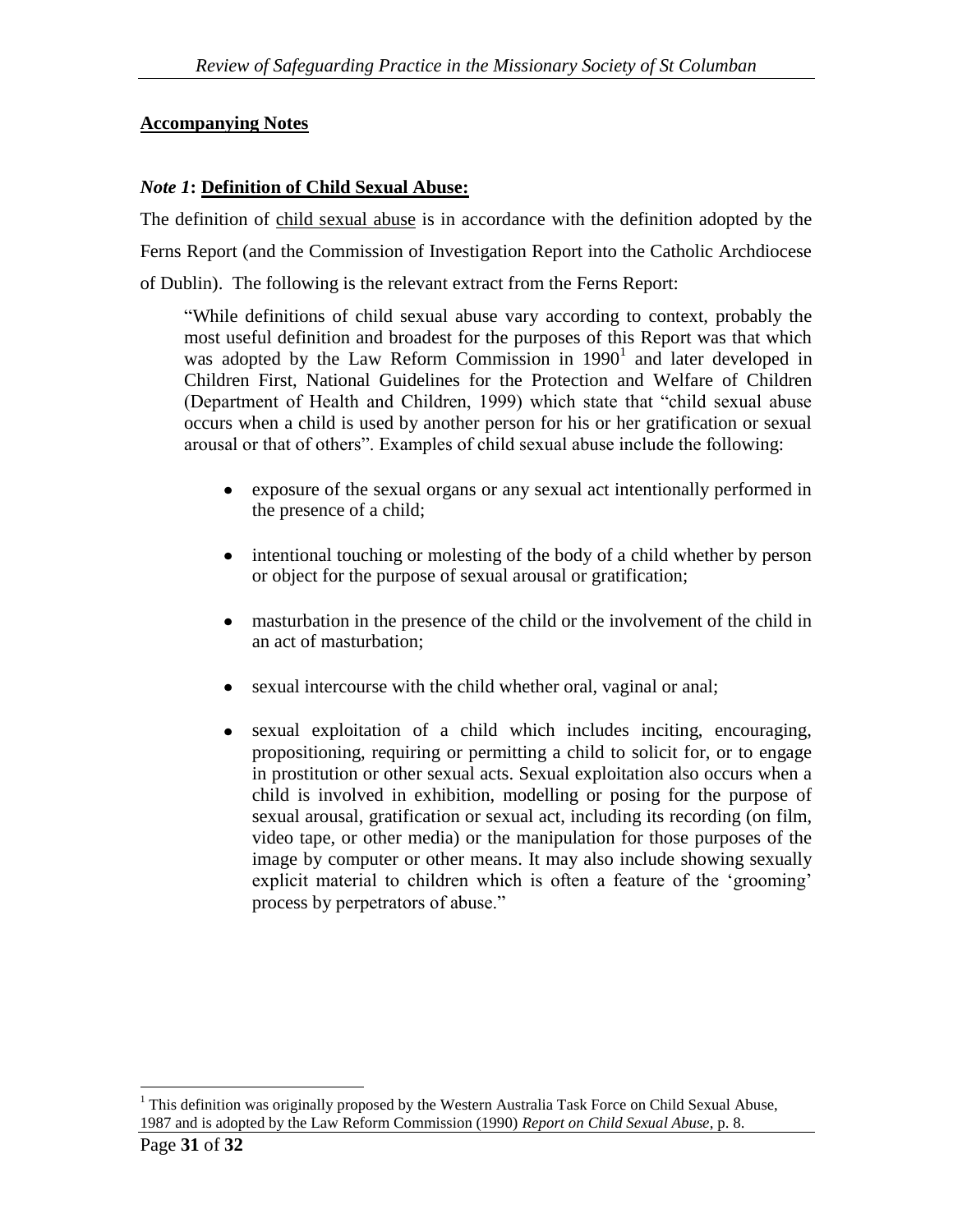## Accompanying Notes

### *Note 1*: Definition of Child Sexual Abuse:

The definition of child sexual abuse is in accordance with the definition adopted by the Ferns Report (and the Commission of Investigation Report into the Catholic Archdiocese of Dublin). The following is the relevant extract from the Ferns Report:

> "While definitions of child sexual abuse vary according to context, probably the most useful definition and broadest for the purposes of this Report was that which was adopted by the Law Reform Commission in 1990[1] and later developed in Children First, National Guidelines for the Protection and Welfare of Children (Department of Health and Children, 1999) which state that "child sexual abuse occurs when a child is used by another person for his or her gratification or sexual arousal or that of others". Examples of child sexual abuse include the following:
>
> - exposure of the sexual organs or any sexual act intentionally performed in the presence of a child;
> - intentional touching or molesting of the body of a child whether by person or object for the purpose of sexual arousal or gratification;
> - masturbation in the presence of the child or the involvement of the child in an act of masturbation;
> - sexual intercourse with the child whether oral, vaginal or anal;
> - sexual exploitation of a child which includes inciting, encouraging, propositioning, requiring or permitting a child to solicit for, or to engage in prostitution or other sexual acts. Sexual exploitation also occurs when a child is involved in exhibition, modelling or posing for the purpose of sexual arousal, gratification or sexual act, including its recording (on film, video tape, or other media) or the manipulation for those purposes of the image by computer or other means. It may also include showing sexually explicit material to children which is often a feature of the 'grooming' process by perpetrators of abuse."

[1] This definition was originally proposed by the Western Australia Task Force on Child Sexual Abuse, 1987 and is adopted by the Law Reform Commission (1990) *Report on Child Sexual Abuse*, p. 8.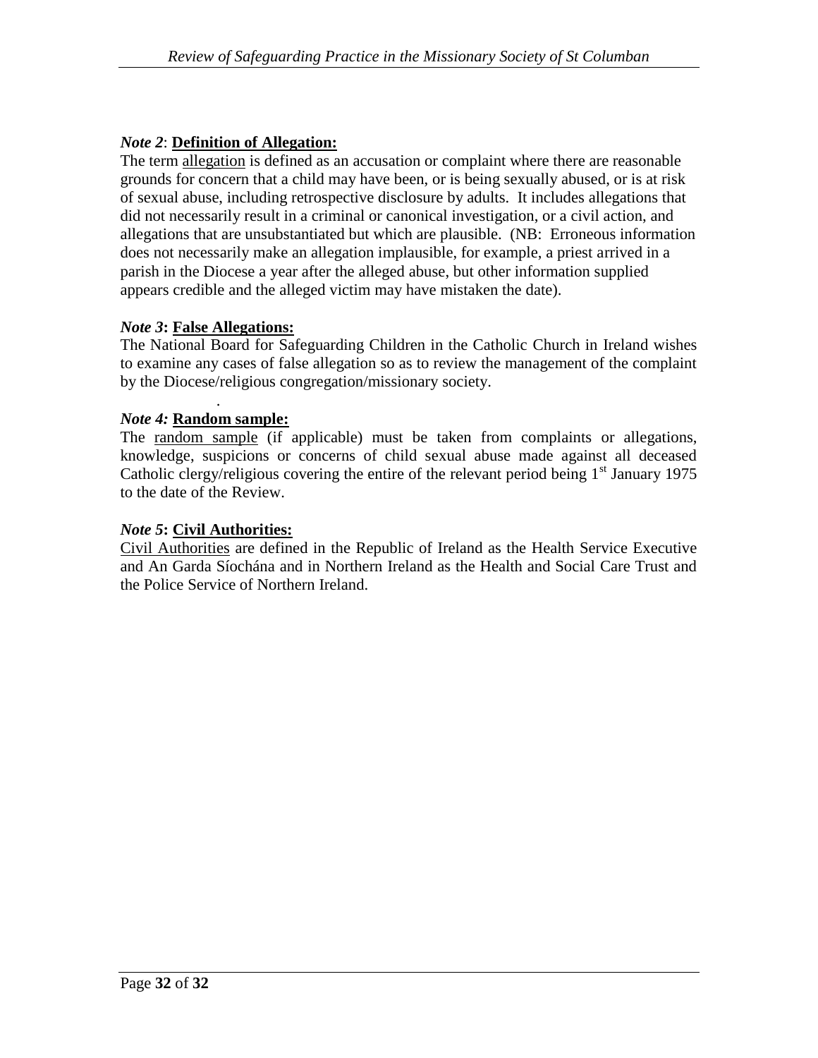*Note 2*: **Definition of Allegation:**

The term allegation is defined as an accusation or complaint where there are reasonable grounds for concern that a child may have been, or is being sexually abused, or is at risk of sexual abuse, including retrospective disclosure by adults. It includes allegations that did not necessarily result in a criminal or canonical investigation, or a civil action, and allegations that are unsubstantiated but which are plausible. (NB: Erroneous information does not necessarily make an allegation implausible, for example, a priest arrived in a parish in the Diocese a year after the alleged abuse, but other information supplied appears credible and the alleged victim may have mistaken the date).

*Note 3*: **False Allegations:**

The National Board for Safeguarding Children in the Catholic Church in Ireland wishes to examine any cases of false allegation so as to review the management of the complaint by the Diocese/religious congregation/missionary society.

*Note 4:* **Random sample:**

The random sample (if applicable) must be taken from complaints or allegations, knowledge, suspicions or concerns of child sexual abuse made against all deceased Catholic clergy/religious covering the entire of the relevant period being 1st January 1975 to the date of the Review.

*Note 5*: **Civil Authorities:**

Civil Authorities are defined in the Republic of Ireland as the Health Service Executive and An Garda Síochána and in Northern Ireland as the Health and Social Care Trust and the Police Service of Northern Ireland.